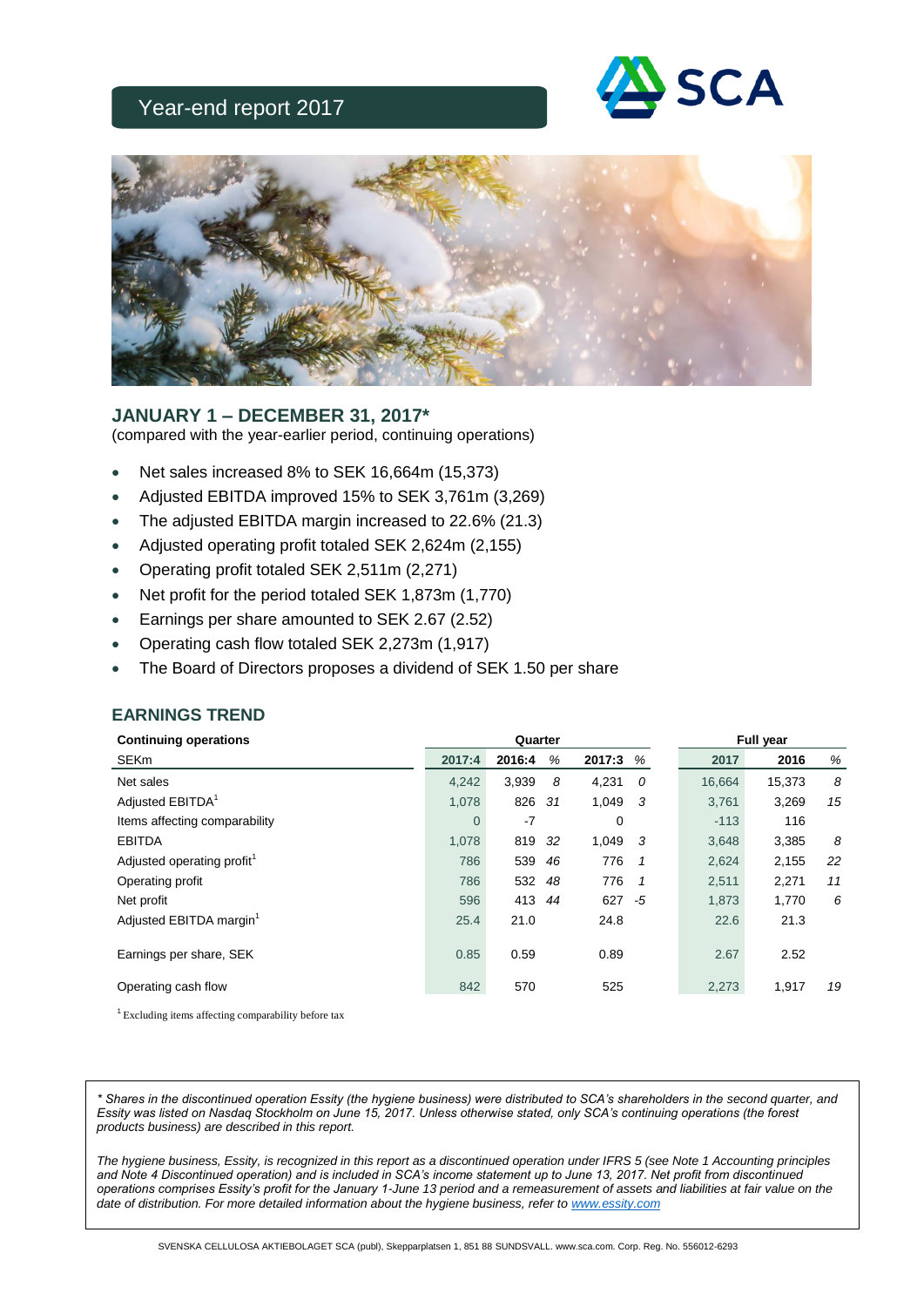# Year-end report 2017

## JANUARY 1 – DECEMBER 31, 2017*

(compared with the year-earlier period, continuing operations)

- Net sales increased 8% to SEK 16,664m (15,373)
- Adjusted EBITDA improved 15% to SEK 3,761m (3,269)
- The adjusted EBITDA margin increased to 22.6% (21.3)
- Adjusted operating profit totaled SEK 2,624m (2,155)
- Operating profit totaled SEK 2,511m (2,271)
- Net profit for the period totaled SEK 1,873m (1,770)
- Earnings per share amounted to SEK 2.67 (2.52)
- Operating cash flow totaled SEK 2,273m (1,917)
- The Board of Directors proposes a dividend of SEK 1.50 per share

## EARNINGS TREND

| Continuing operations | Quarter | | | | | Full year | | |
|---|---|---|---|---|---|---|---|---|
| SEKm | 2017:4 | 2016:4 | % | 2017:3 | % | 2017 | 2016 | % |
| Net sales | 4,242 | 3,939 | 8 | 4,231 | 0 | 16,664 | 15,373 | 8 |
| Adjusted EBITDA[1] | 1,078 | 826 | 31 | 1,049 | 3 | 3,761 | 3,269 | 15 |
| Items affecting comparability | 0 | -7 | | 0 | | -113 | 116 | |
| EBITDA | 1,078 | 819 | 32 | 1,049 | 3 | 3,648 | 3,385 | 8 |
| Adjusted operating profit[1] | 786 | 539 | 46 | 776 | 1 | 2,624 | 2,155 | 22 |
| Operating profit | 786 | 532 | 48 | 776 | 1 | 2,511 | 2,271 | 11 |
| Net profit | 596 | 413 | 44 | 627 | -5 | 1,873 | 1,770 | 6 |
| Adjusted EBITDA margin[1] | 25.4 | 21.0 | | 24.8 | | 22.6 | 21.3 | |
| Earnings per share, SEK | 0.85 | 0.59 | | 0.89 | | 2.67 | 2.52 | |
| Operating cash flow | 842 | 570 | | 525 | | 2,273 | 1,917 | 19 |

[1] Excluding items affecting comparability before tax

*\* Shares in the discontinued operation Essity (the hygiene business) were distributed to SCA's shareholders in the second quarter, and Essity was listed on Nasdaq Stockholm on June 15, 2017. Unless otherwise stated, only SCA's continuing operations (the forest products business) are described in this report.*

*The hygiene business, Essity, is recognized in this report as a discontinued operation under IFRS 5 (see Note 1 Accounting principles and Note 4 Discontinued operation) and is included in SCA's income statement up to June 13, 2017. Net profit from discontinued operations comprises Essity's profit for the January 1-June 13 period and a remeasurement of assets and liabilities at fair value on the date of distribution. For more detailed information about the hygiene business, refer to www.essity.com*

SVENSKA CELLULOSA AKTIEBOLAGET SCA (publ), Skepparplatsen 1, 851 88 SUNDSVALL. www.sca.com. Corp. Reg. No. 556012-6293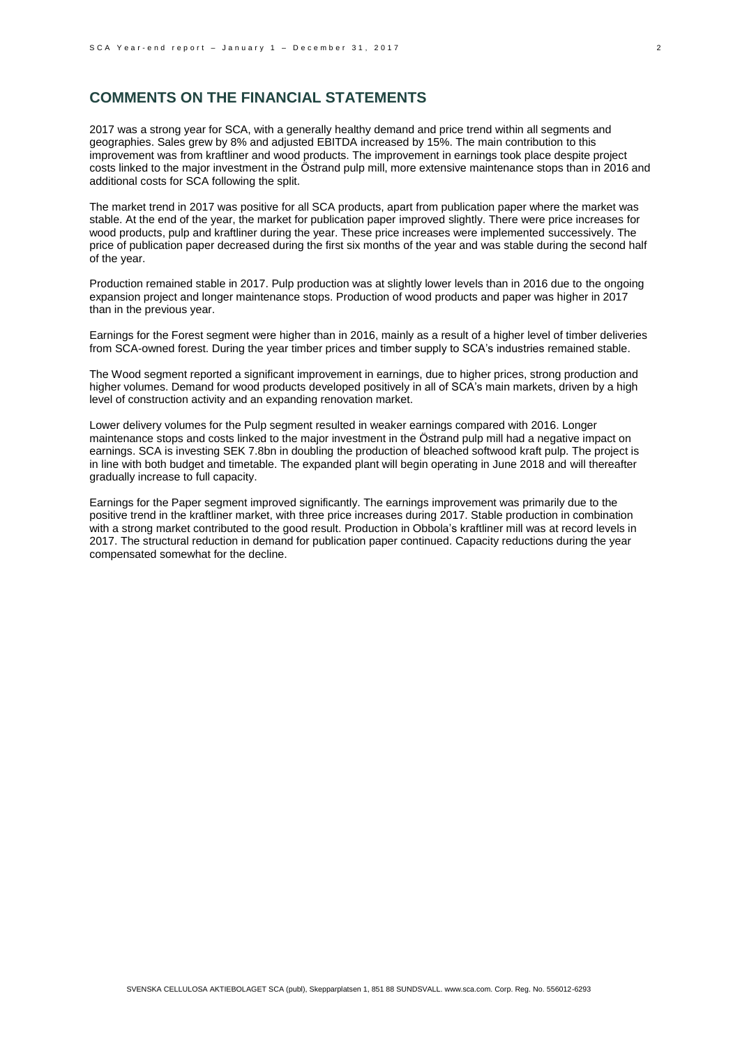## COMMENTS ON THE FINANCIAL STATEMENTS

2017 was a strong year for SCA, with a generally healthy demand and price trend within all segments and geographies. Sales grew by 8% and adjusted EBITDA increased by 15%. The main contribution to this improvement was from kraftliner and wood products. The improvement in earnings took place despite project costs linked to the major investment in the Östrand pulp mill, more extensive maintenance stops than in 2016 and additional costs for SCA following the split.

The market trend in 2017 was positive for all SCA products, apart from publication paper where the market was stable. At the end of the year, the market for publication paper improved slightly. There were price increases for wood products, pulp and kraftliner during the year. These price increases were implemented successively. The price of publication paper decreased during the first six months of the year and was stable during the second half of the year.

Production remained stable in 2017. Pulp production was at slightly lower levels than in 2016 due to the ongoing expansion project and longer maintenance stops. Production of wood products and paper was higher in 2017 than in the previous year.

Earnings for the Forest segment were higher than in 2016, mainly as a result of a higher level of timber deliveries from SCA-owned forest. During the year timber prices and timber supply to SCA's industries remained stable.

The Wood segment reported a significant improvement in earnings, due to higher prices, strong production and higher volumes. Demand for wood products developed positively in all of SCA's main markets, driven by a high level of construction activity and an expanding renovation market.

Lower delivery volumes for the Pulp segment resulted in weaker earnings compared with 2016. Longer maintenance stops and costs linked to the major investment in the Östrand pulp mill had a negative impact on earnings. SCA is investing SEK 7.8bn in doubling the production of bleached softwood kraft pulp. The project is in line with both budget and timetable. The expanded plant will begin operating in June 2018 and will thereafter gradually increase to full capacity.

Earnings for the Paper segment improved significantly. The earnings improvement was primarily due to the positive trend in the kraftliner market, with three price increases during 2017. Stable production in combination with a strong market contributed to the good result. Production in Obbola's kraftliner mill was at record levels in 2017. The structural reduction in demand for publication paper continued. Capacity reductions during the year compensated somewhat for the decline.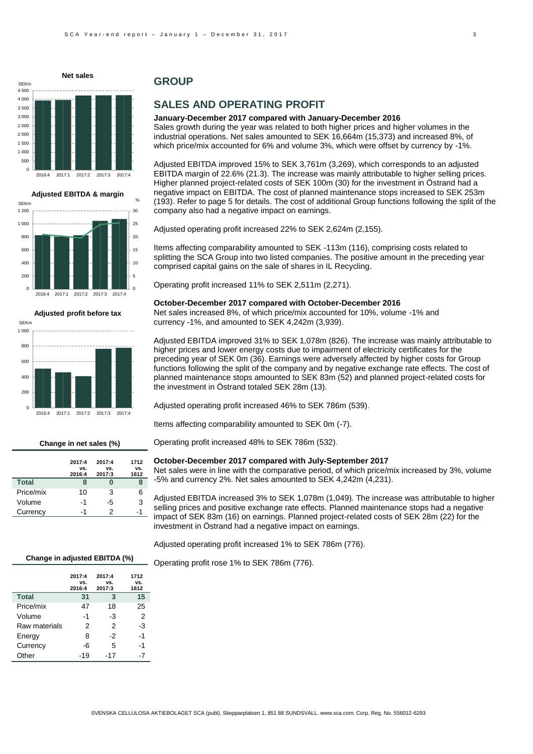## GROUP

## SALES AND OPERATING PROFIT

**January-December 2017 compared with January-December 2016**

Sales growth during the year was related to both higher prices and higher volumes in the industrial operations. Net sales amounted to SEK 16,664m (15,373) and increased 8%, of which price/mix accounted for 6% and volume 3%, which were offset by currency by -1%.

Adjusted EBITDA improved 15% to SEK 3,761m (3,269), which corresponds to an adjusted EBITDA margin of 22.6% (21.3). The increase was mainly attributable to higher selling prices. Higher planned project-related costs of SEK 100m (30) for the investment in Östrand had a negative impact on EBITDA. The cost of planned maintenance stops increased to SEK 253m (193). Refer to page 5 for details. The cost of additional Group functions following the split of the company also had a negative impact on earnings.

Adjusted operating profit increased 22% to SEK 2,624m (2,155).

Items affecting comparability amounted to SEK -113m (116), comprising costs related to splitting the SCA Group into two listed companies. The positive amount in the preceding year comprised capital gains on the sale of shares in IL Recycling.

Operating profit increased 11% to SEK 2,511m (2,271).

**October-December 2017 compared with October-December 2016**

Net sales increased 8%, of which price/mix accounted for 10%, volume -1% and currency -1%, and amounted to SEK 4,242m (3,939).

Adjusted EBITDA improved 31% to SEK 1,078m (826). The increase was mainly attributable to higher prices and lower energy costs due to impairment of electricity certificates for the preceding year of SEK 0m (36). Earnings were adversely affected by higher costs for Group functions following the split of the company and by negative exchange rate effects. The cost of planned maintenance stops amounted to SEK 83m (52) and planned project-related costs for the investment in Östrand totaled SEK 28m (13).

Adjusted operating profit increased 46% to SEK 786m (539).

Items affecting comparability amounted to SEK 0m (-7).

Operating profit increased 48% to SEK 786m (532).

**October-December 2017 compared with July-September 2017**

Net sales were in line with the comparative period, of which price/mix increased by 3%, volume -5% and currency 2%. Net sales amounted to SEK 4,242m (4,231).

Adjusted EBITDA increased 3% to SEK 1,078m (1,049). The increase was attributable to higher selling prices and positive exchange rate effects. Planned maintenance stops had a negative impact of SEK 83m (16) on earnings. Planned project-related costs of SEK 28m (22) for the investment in Östrand had a negative impact on earnings.

Adjusted operating profit increased 1% to SEK 786m (776).

Operating profit rose 1% to SEK 786m (776).

**Change in net sales (%)**

| | 2017:4 vs. 2016:4 | 2017:4 vs. 2017:3 | 1712 vs. 1612 |
|---|---|---|---|
| **Total** | **8** | **0** | **8** |
| Price/mix | 10 | 3 | 6 |
| Volume | -1 | -5 | 3 |
| Currency | -1 | 2 | -1 |

**Change in adjusted EBITDA (%)**

| | 2017:4 vs. 2016:4 | 2017:4 vs. 2017:3 | 1712 vs. 1612 |
|---|---|---|---|
| **Total** | **31** | **3** | **15** |
| Price/mix | 47 | 18 | 25 |
| Volume | -1 | -3 | 2 |
| Raw materials | 2 | 2 | -3 |
| Energy | 8 | -2 | -1 |
| Currency | -6 | 5 | -1 |
| Other | -19 | -17 | -7 |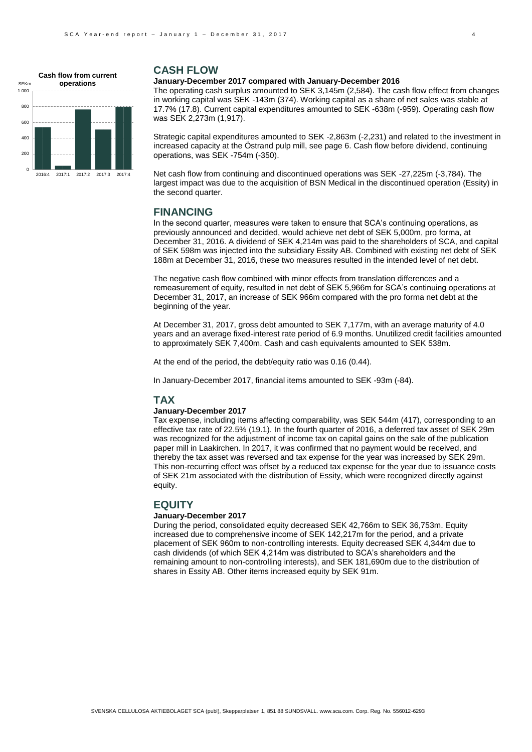## CASH FLOW

**January-December 2017 compared with January-December 2016**

The operating cash surplus amounted to SEK 3,145m (2,584). The cash flow effect from changes in working capital was SEK -143m (374). Working capital as a share of net sales was stable at 17.7% (17.8). Current capital expenditures amounted to SEK -638m (-959). Operating cash flow was SEK 2,273m (1,917).

Strategic capital expenditures amounted to SEK -2,863m (-2,231) and related to the investment in increased capacity at the Östrand pulp mill, see page 6. Cash flow before dividend, continuing operations, was SEK -754m (-350).

Net cash flow from continuing and discontinued operations was SEK -27,225m (-3,784). The largest impact was due to the acquisition of BSN Medical in the discontinued operation (Essity) in the second quarter.

## FINANCING

In the second quarter, measures were taken to ensure that SCA's continuing operations, as previously announced and decided, would achieve net debt of SEK 5,000m, pro forma, at December 31, 2016. A dividend of SEK 4,214m was paid to the shareholders of SCA, and capital of SEK 598m was injected into the subsidiary Essity AB. Combined with existing net debt of SEK 188m at December 31, 2016, these two measures resulted in the intended level of net debt.

The negative cash flow combined with minor effects from translation differences and a remeasurement of equity, resulted in net debt of SEK 5,966m for SCA's continuing operations at December 31, 2017, an increase of SEK 966m compared with the pro forma net debt at the beginning of the year.

At December 31, 2017, gross debt amounted to SEK 7,177m, with an average maturity of 4.0 years and an average fixed-interest rate period of 6.9 months. Unutilized credit facilities amounted to approximately SEK 7,400m. Cash and cash equivalents amounted to SEK 538m.

At the end of the period, the debt/equity ratio was 0.16 (0.44).

In January-December 2017, financial items amounted to SEK -93m (-84).

## TAX

**January-December 2017**

Tax expense, including items affecting comparability, was SEK 544m (417), corresponding to an effective tax rate of 22.5% (19.1). In the fourth quarter of 2016, a deferred tax asset of SEK 29m was recognized for the adjustment of income tax on capital gains on the sale of the publication paper mill in Laakirchen. In 2017, it was confirmed that no payment would be received, and thereby the tax asset was reversed and tax expense for the year was increased by SEK 29m. This non-recurring effect was offset by a reduced tax expense for the year due to issuance costs of SEK 21m associated with the distribution of Essity, which were recognized directly against equity.

## EQUITY

**January-December 2017**

During the period, consolidated equity decreased SEK 42,766m to SEK 36,753m. Equity increased due to comprehensive income of SEK 142,217m for the period, and a private placement of SEK 960m to non-controlling interests. Equity decreased SEK 4,344m due to cash dividends (of which SEK 4,214m was distributed to SCA's shareholders and the remaining amount to non-controlling interests), and SEK 181,690m due to the distribution of shares in Essity AB. Other items increased equity by SEK 91m.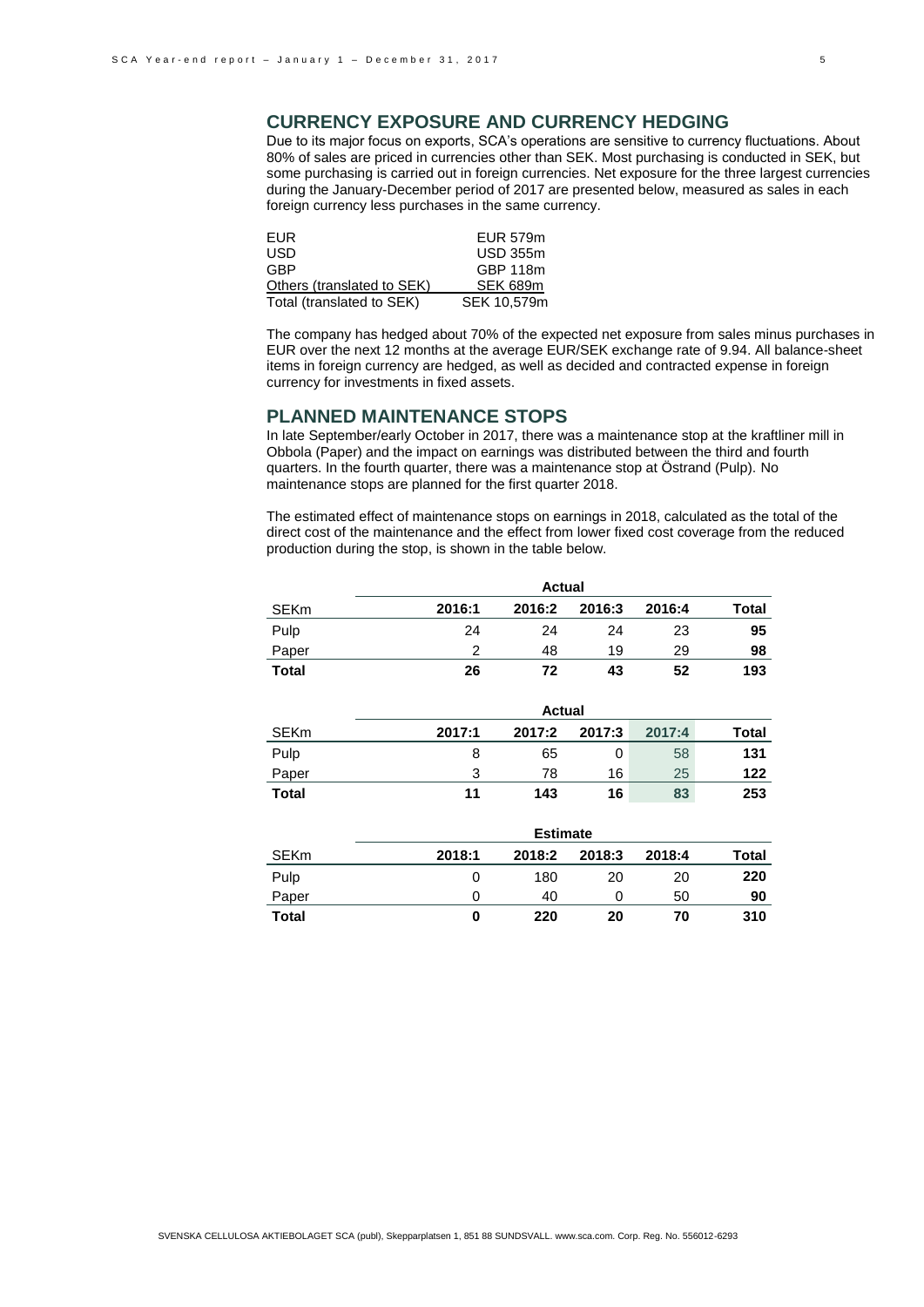## CURRENCY EXPOSURE AND CURRENCY HEDGING

Due to its major focus on exports, SCA's operations are sensitive to currency fluctuations. About 80% of sales are priced in currencies other than SEK. Most purchasing is conducted in SEK, but some purchasing is carried out in foreign currencies. Net exposure for the three largest currencies during the January-December period of 2017 are presented below, measured as sales in each foreign currency less purchases in the same currency.

| | |
|---|---|
| EUR | EUR 579m |
| USD | USD 355m |
| GBP | GBP 118m |
| Others (translated to SEK) | SEK 689m |
| Total (translated to SEK) | SEK 10,579m |

The company has hedged about 70% of the expected net exposure from sales minus purchases in EUR over the next 12 months at the average EUR/SEK exchange rate of 9.94. All balance-sheet items in foreign currency are hedged, as well as decided and contracted expense in foreign currency for investments in fixed assets.

## PLANNED MAINTENANCE STOPS

In late September/early October in 2017, there was a maintenance stop at the kraftliner mill in Obbola (Paper) and the impact on earnings was distributed between the third and fourth quarters. In the fourth quarter, there was a maintenance stop at Östrand (Pulp). No maintenance stops are planned for the first quarter 2018.

The estimated effect of maintenance stops on earnings in 2018, calculated as the total of the direct cost of the maintenance and the effect from lower fixed cost coverage from the reduced production during the stop, is shown in the table below.

| | Actual | | | | |
|---|---|---|---|---|---|
| SEKm | 2016:1 | 2016:2 | 2016:3 | 2016:4 | Total |
| Pulp | 24 | 24 | 24 | 23 | **95** |
| Paper | 2 | 48 | 19 | 29 | **98** |
| **Total** | **26** | **72** | **43** | **52** | **193** |

| | Actual | | | | |
|---|---|---|---|---|---|
| SEKm | 2017:1 | 2017:2 | 2017:3 | 2017:4 | Total |
| Pulp | 8 | 65 | 0 | 58 | **131** |
| Paper | 3 | 78 | 16 | 25 | **122** |
| **Total** | **11** | **143** | **16** | **83** | **253** |

| | Estimate | | | | |
|---|---|---|---|---|---|
| SEKm | 2018:1 | 2018:2 | 2018:3 | 2018:4 | Total |
| Pulp | 0 | 180 | 20 | 20 | **220** |
| Paper | 0 | 40 | 0 | 50 | **90** |
| **Total** | **0** | **220** | **20** | **70** | **310** |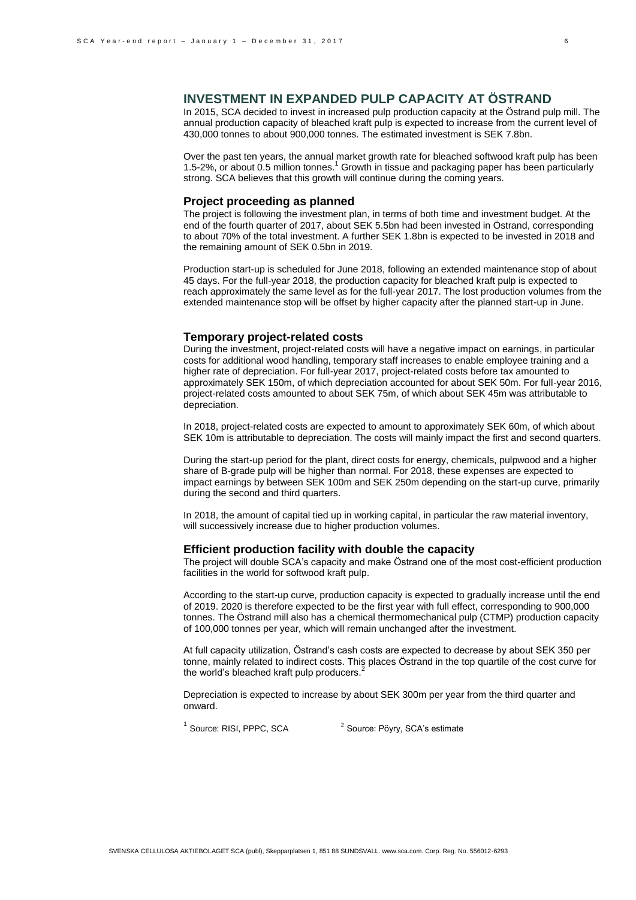## INVESTMENT IN EXPANDED PULP CAPACITY AT ÖSTRAND

In 2015, SCA decided to invest in increased pulp production capacity at the Östrand pulp mill. The annual production capacity of bleached kraft pulp is expected to increase from the current level of 430,000 tonnes to about 900,000 tonnes. The estimated investment is SEK 7.8bn.

Over the past ten years, the annual market growth rate for bleached softwood kraft pulp has been 1.5-2%, or about 0.5 million tonnes.[1] Growth in tissue and packaging paper has been particularly strong. SCA believes that this growth will continue during the coming years.

### Project proceeding as planned

The project is following the investment plan, in terms of both time and investment budget. At the end of the fourth quarter of 2017, about SEK 5.5bn had been invested in Östrand, corresponding to about 70% of the total investment. A further SEK 1.8bn is expected to be invested in 2018 and the remaining amount of SEK 0.5bn in 2019.

Production start-up is scheduled for June 2018, following an extended maintenance stop of about 45 days. For the full-year 2018, the production capacity for bleached kraft pulp is expected to reach approximately the same level as for the full-year 2017. The lost production volumes from the extended maintenance stop will be offset by higher capacity after the planned start-up in June.

### Temporary project-related costs

During the investment, project-related costs will have a negative impact on earnings, in particular costs for additional wood handling, temporary staff increases to enable employee training and a higher rate of depreciation. For full-year 2017, project-related costs before tax amounted to approximately SEK 150m, of which depreciation accounted for about SEK 50m. For full-year 2016, project-related costs amounted to about SEK 75m, of which about SEK 45m was attributable to depreciation.

In 2018, project-related costs are expected to amount to approximately SEK 60m, of which about SEK 10m is attributable to depreciation. The costs will mainly impact the first and second quarters.

During the start-up period for the plant, direct costs for energy, chemicals, pulpwood and a higher share of B-grade pulp will be higher than normal. For 2018, these expenses are expected to impact earnings by between SEK 100m and SEK 250m depending on the start-up curve, primarily during the second and third quarters.

In 2018, the amount of capital tied up in working capital, in particular the raw material inventory, will successively increase due to higher production volumes.

### Efficient production facility with double the capacity

The project will double SCA's capacity and make Östrand one of the most cost-efficient production facilities in the world for softwood kraft pulp.

According to the start-up curve, production capacity is expected to gradually increase until the end of 2019. 2020 is therefore expected to be the first year with full effect, corresponding to 900,000 tonnes. The Östrand mill also has a chemical thermomechanical pulp (CTMP) production capacity of 100,000 tonnes per year, which will remain unchanged after the investment.

At full capacity utilization, Östrand's cash costs are expected to decrease by about SEK 350 per tonne, mainly related to indirect costs. This places Östrand in the top quartile of the cost curve for the world's bleached kraft pulp producers.[2]

Depreciation is expected to increase by about SEK 300m per year from the third quarter and onward.

[1] Source: RISI, PPPC, SCA [2] Source: Pöyry, SCA's estimate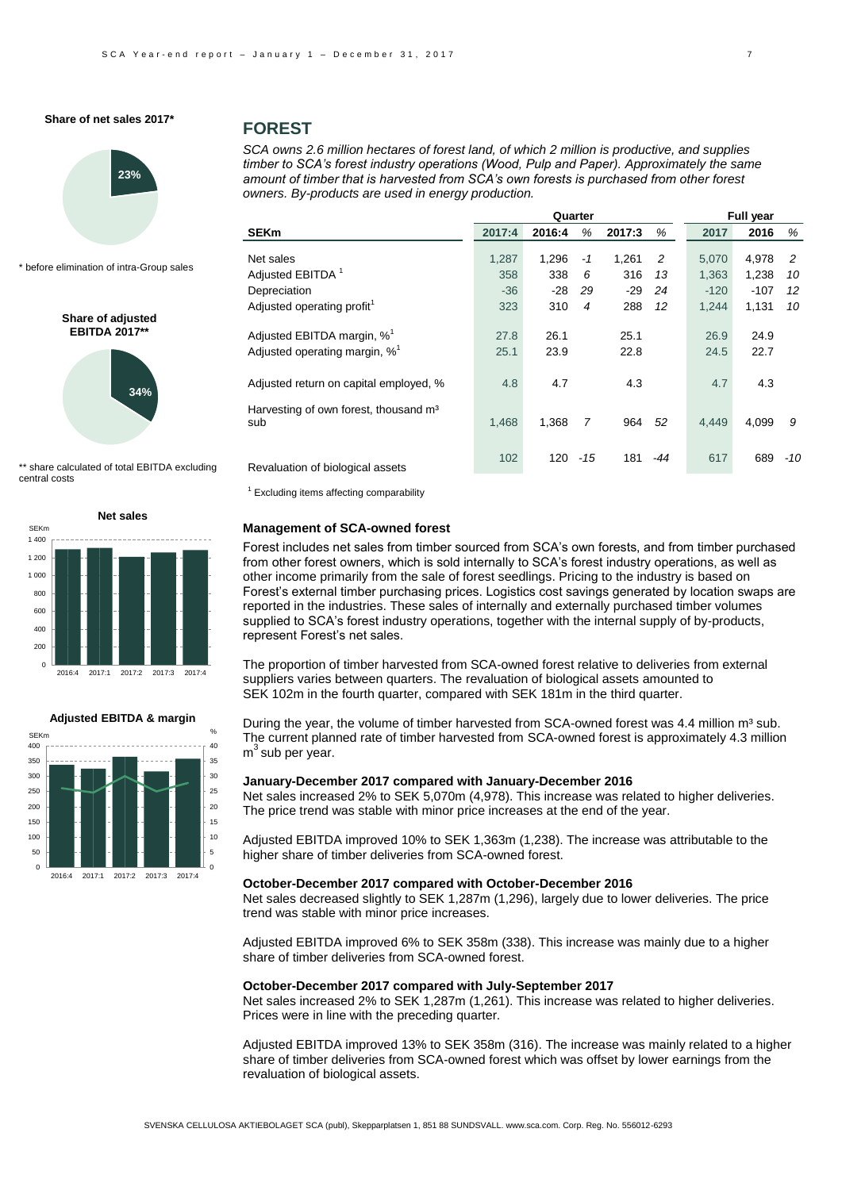**Share of net sales 2017***

23%

\* before elimination of intra-Group sales

**Share of adjusted EBITDA 2017****

34%

\*\* share calculated of total EBITDA excluding central costs

**Net sales**

**Adjusted EBITDA & margin**

## FOREST

*SCA owns 2.6 million hectares of forest land, of which 2 million is productive, and supplies timber to SCA's forest industry operations (Wood, Pulp and Paper). Approximately the same amount of timber that is harvested from SCA's own forests is purchased from other forest owners. By-products are used in energy production.*

| SEKm | Quarter | | | | | Full year | | |
|---|---|---|---|---|---|---|---|---|
| | 2017:4 | 2016:4 | % | 2017:3 | % | 2017 | 2016 | % |
| Net sales | 1,287 | 1,296 | -1 | 1,261 | 2 | 5,070 | 4,978 | 2 |
| Adjusted EBITDA [1] | 358 | 338 | 6 | 316 | 13 | 1,363 | 1,238 | 10 |
| Depreciation | -36 | -28 | 29 | -29 | 24 | -120 | -107 | 12 |
| Adjusted operating profit[1] | 323 | 310 | 4 | 288 | 12 | 1,244 | 1,131 | 10 |
| Adjusted EBITDA margin, %[1] | 27.8 | 26.1 | | 25.1 | | 26.9 | 24.9 | |
| Adjusted operating margin, %[1] | 25.1 | 23.9 | | 22.8 | | 24.5 | 22.7 | |
| Adjusted return on capital employed, % | 4.8 | 4.7 | | 4.3 | | 4.7 | 4.3 | |
| Harvesting of own forest, thousand m³ sub | 1,468 | 1,368 | 7 | 964 | 52 | 4,449 | 4,099 | 9 |
| Revaluation of biological assets | 102 | 120 | -15 | 181 | -44 | 617 | 689 | -10 |

[1] Excluding items affecting comparability

#### Management of SCA-owned forest

Forest includes net sales from timber sourced from SCA's own forests, and from timber purchased from other forest owners, which is sold internally to SCA's forest industry operations, as well as other income primarily from the sale of forest seedlings. Pricing to the industry is based on Forest's external timber purchasing prices. Logistics cost savings generated by location swaps are reported in the industries. These sales of internally and externally purchased timber volumes supplied to SCA's forest industry operations, together with the internal supply of by-products, represent Forest's net sales.

The proportion of timber harvested from SCA-owned forest relative to deliveries from external suppliers varies between quarters. The revaluation of biological assets amounted to SEK 102m in the fourth quarter, compared with SEK 181m in the third quarter.

During the year, the volume of timber harvested from SCA-owned forest was 4.4 million m³ sub. The current planned rate of timber harvested from SCA-owned forest is approximately 4.3 million $m^3$ sub per year.

#### January-December 2017 compared with January-December 2016

Net sales increased 2% to SEK 5,070m (4,978). This increase was related to higher deliveries. The price trend was stable with minor price increases at the end of the year.

Adjusted EBITDA improved 10% to SEK 1,363m (1,238). The increase was attributable to the higher share of timber deliveries from SCA-owned forest.

#### October-December 2017 compared with October-December 2016

Net sales decreased slightly to SEK 1,287m (1,296), largely due to lower deliveries. The price trend was stable with minor price increases.

Adjusted EBITDA improved 6% to SEK 358m (338). This increase was mainly due to a higher share of timber deliveries from SCA-owned forest.

#### October-December 2017 compared with July-September 2017

Net sales increased 2% to SEK 1,287m (1,261). This increase was related to higher deliveries. Prices were in line with the preceding quarter.

Adjusted EBITDA improved 13% to SEK 358m (316). The increase was mainly related to a higher share of timber deliveries from SCA-owned forest which was offset by lower earnings from the revaluation of biological assets.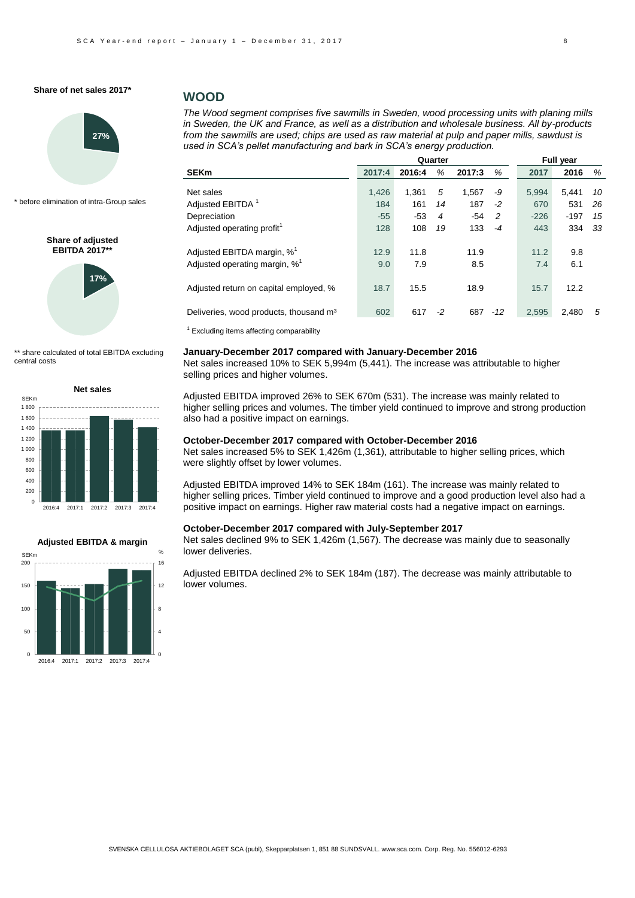**Share of net sales 2017***

27%

* before elimination of intra-Group sales

**Share of adjusted EBITDA 2017****

17%

** share calculated of total EBITDA excluding central costs

**Net sales**

**Adjusted EBITDA & margin**

## WOOD

*The Wood segment comprises five sawmills in Sweden, wood processing units with planing mills in Sweden, the UK and France, as well as a distribution and wholesale business. All by-products from the sawmills are used; chips are used as raw material at pulp and paper mills, sawdust is used in SCA's pellet manufacturing and bark in SCA's energy production.*

| | Quarter | | | | | Full year | | |
|---|---|---|---|---|---|---|---|---|
| **SEKm** | **2017:4** | **2016:4** | *%* | **2017:3** | *%* | **2017** | **2016** | *%* |
| Net sales | 1,426 | 1,361 | *5* | 1,567 | *-9* | 5,994 | 5,441 | *10* |
| Adjusted EBITDA [1] | 184 | 161 | *14* | 187 | *-2* | 670 | 531 | *26* |
| Depreciation | -55 | -53 | *4* | -54 | *2* | -226 | -197 | *15* |
| Adjusted operating profit[1] | 128 | 108 | *19* | 133 | *-4* | 443 | 334 | *33* |
| Adjusted EBITDA margin, %[1] | 12.9 | 11.8 | | 11.9 | | 11.2 | 9.8 | |
| Adjusted operating margin, %[1] | 9.0 | 7.9 | | 8.5 | | 7.4 | 6.1 | |
| Adjusted return on capital employed, % | 18.7 | 15.5 | | 18.9 | | 15.7 | 12.2 | |
| Deliveries, wood products, thousand m³ | 602 | 617 | *-2* | 687 | *-12* | 2,595 | 2,480 | *5* |

[1] Excluding items affecting comparability

**January-December 2017 compared with January-December 2016**

Net sales increased 10% to SEK 5,994m (5,441). The increase was attributable to higher selling prices and higher volumes.

Adjusted EBITDA improved 26% to SEK 670m (531). The increase was mainly related to higher selling prices and volumes. The timber yield continued to improve and strong production also had a positive impact on earnings.

**October-December 2017 compared with October-December 2016**

Net sales increased 5% to SEK 1,426m (1,361), attributable to higher selling prices, which were slightly offset by lower volumes.

Adjusted EBITDA improved 14% to SEK 184m (161). The increase was mainly related to higher selling prices. Timber yield continued to improve and a good production level also had a positive impact on earnings. Higher raw material costs had a negative impact on earnings.

**October-December 2017 compared with July-September 2017**

Net sales declined 9% to SEK 1,426m (1,567). The decrease was mainly due to seasonally lower deliveries.

Adjusted EBITDA declined 2% to SEK 184m (187). The decrease was mainly attributable to lower volumes.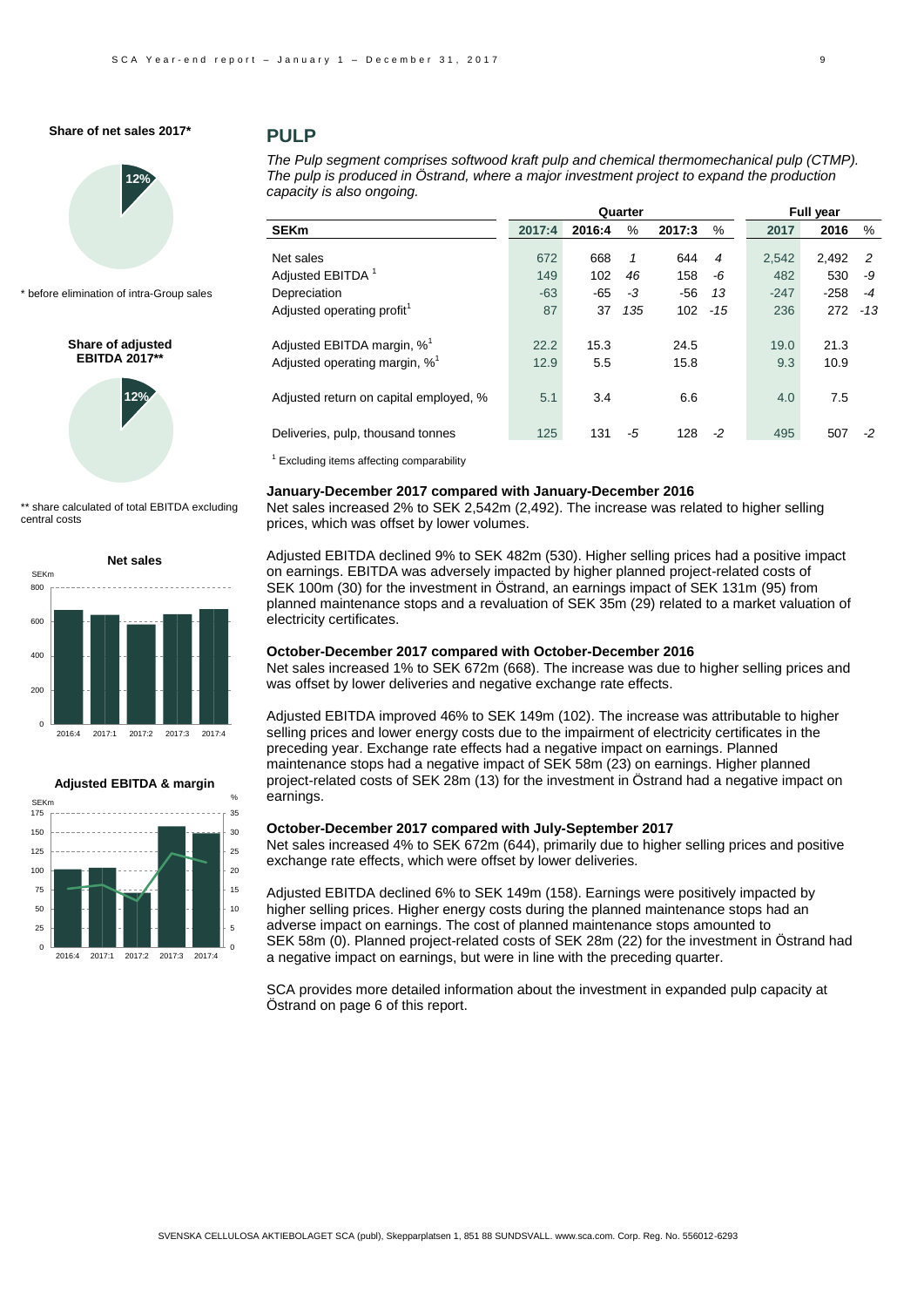## PULP

*The Pulp segment comprises softwood kraft pulp and chemical thermomechanical pulp (CTMP). The pulp is produced in Östrand, where a major investment project to expand the production capacity is also ongoing.*

| SEKm | Quarter | | | | | Full year | | |
|---|---|---|---|---|---|---|---|---|
| | 2017:4 | 2016:4 | % | 2017:3 | % | 2017 | 2016 | % |
| Net sales | 672 | 668 | *1* | 644 | *4* | 2,542 | 2,492 | *2* |
| Adjusted EBITDA [1] | 149 | 102 | *46* | 158 | *-6* | 482 | 530 | *-9* |
| Depreciation | -63 | -65 | *-3* | -56 | *13* | -247 | -258 | *-4* |
| Adjusted operating profit[1] | 87 | 37 | *135* | 102 | *-15* | 236 | 272 | *-13* |
| Adjusted EBITDA margin, %[1] | 22.2 | 15.3 | | 24.5 | | 19.0 | 21.3 | |
| Adjusted operating margin, %[1] | 12.9 | 5.5 | | 15.8 | | 9.3 | 10.9 | |
| Adjusted return on capital employed, % | 5.1 | 3.4 | | 6.6 | | 4.0 | 7.5 | |
| Deliveries, pulp, thousand tonnes | 125 | 131 | *-5* | 128 | *-2* | 495 | 507 | *-2* |

[1] Excluding items affecting comparability

**Share of net sales 2017***

12%

\* before elimination of intra-Group sales

**Share of adjusted EBITDA 2017****

12%

\*\* share calculated of total EBITDA excluding central costs

**Net sales**

**Adjusted EBITDA & margin**

**January-December 2017 compared with January-December 2016**

Net sales increased 2% to SEK 2,542m (2,492). The increase was related to higher selling prices, which was offset by lower volumes.

Adjusted EBITDA declined 9% to SEK 482m (530). Higher selling prices had a positive impact on earnings. EBITDA was adversely impacted by higher planned project-related costs of SEK 100m (30) for the investment in Östrand, an earnings impact of SEK 131m (95) from planned maintenance stops and a revaluation of SEK 35m (29) related to a market valuation of electricity certificates.

**October-December 2017 compared with October-December 2016**

Net sales increased 1% to SEK 672m (668). The increase was due to higher selling prices and was offset by lower deliveries and negative exchange rate effects.

Adjusted EBITDA improved 46% to SEK 149m (102). The increase was attributable to higher selling prices and lower energy costs due to the impairment of electricity certificates in the preceding year. Exchange rate effects had a negative impact on earnings. Planned maintenance stops had a negative impact of SEK 58m (23) on earnings. Higher planned project-related costs of SEK 28m (13) for the investment in Östrand had a negative impact on earnings.

**October-December 2017 compared with July-September 2017**

Net sales increased 4% to SEK 672m (644), primarily due to higher selling prices and positive exchange rate effects, which were offset by lower deliveries.

Adjusted EBITDA declined 6% to SEK 149m (158). Earnings were positively impacted by higher selling prices. Higher energy costs during the planned maintenance stops had an adverse impact on earnings. The cost of planned maintenance stops amounted to SEK 58m (0). Planned project-related costs of SEK 28m (22) for the investment in Östrand had a negative impact on earnings, but were in line with the preceding quarter.

SCA provides more detailed information about the investment in expanded pulp capacity at Östrand on page 6 of this report.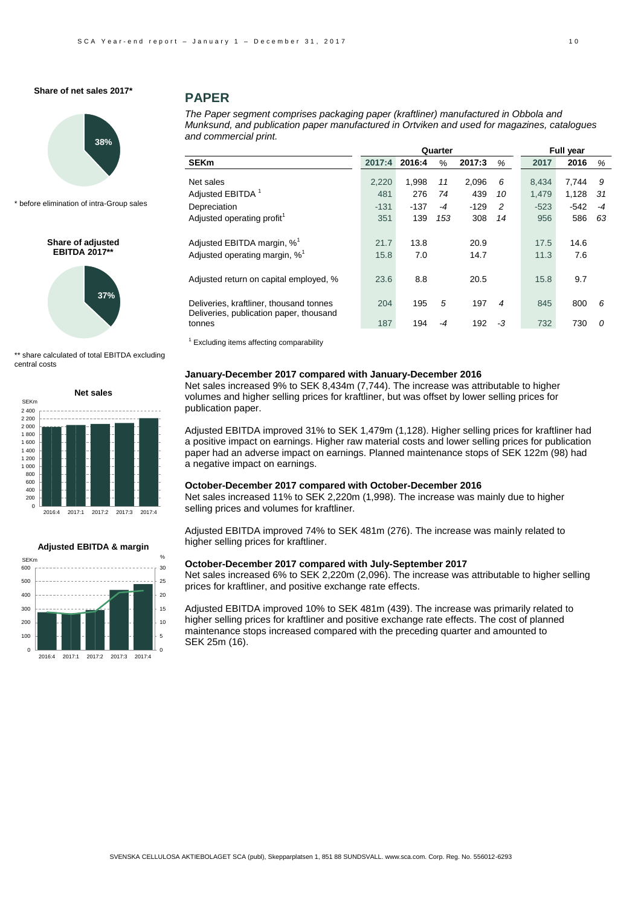**Share of net sales 2017***

38%

* before elimination of intra-Group sales

**Share of adjusted EBITDA 2017****

37%

** share calculated of total EBITDA excluding central costs

**Net sales**

**Adjusted EBITDA & margin**

## PAPER

*The Paper segment comprises packaging paper (kraftliner) manufactured in Obbola and Munksund, and publication paper manufactured in Ortviken and used for magazines, catalogues and commercial print.*

| | Quarter | | | | | Full year | | |
|---|---|---|---|---|---|---|---|---|
| **SEKm** | **2017:4** | **2016:4** | *%* | **2017:3** | *%* | **2017** | **2016** | *%* |
| Net sales | 2,220 | 1,998 | *11* | 2,096 | *6* | 8,434 | 7,744 | *9* |
| Adjusted EBITDA [1] | 481 | 276 | *74* | 439 | *10* | 1,479 | 1,128 | *31* |
| Depreciation | -131 | -137 | *-4* | -129 | *2* | -523 | -542 | *-4* |
| Adjusted operating profit[1] | 351 | 139 | *153* | 308 | *14* | 956 | 586 | *63* |
| Adjusted EBITDA margin, %[1] | 21.7 | 13.8 | | 20.9 | | 17.5 | 14.6 | |
| Adjusted operating margin, %[1] | 15.8 | 7.0 | | 14.7 | | 11.3 | 7.6 | |
| Adjusted return on capital employed, % | 23.6 | 8.8 | | 20.5 | | 15.8 | 9.7 | |
| Deliveries, kraftliner, thousand tonnes | 204 | 195 | *5* | 197 | *4* | 845 | 800 | *6* |
| Deliveries, publication paper, thousand tonnes | 187 | 194 | *-4* | 192 | *-3* | 732 | 730 | *0* |

[1] Excluding items affecting comparability

**January-December 2017 compared with January-December 2016**

Net sales increased 9% to SEK 8,434m (7,744). The increase was attributable to higher volumes and higher selling prices for kraftliner, but was offset by lower selling prices for publication paper.

Adjusted EBITDA improved 31% to SEK 1,479m (1,128). Higher selling prices for kraftliner had a positive impact on earnings. Higher raw material costs and lower selling prices for publication paper had an adverse impact on earnings. Planned maintenance stops of SEK 122m (98) had a negative impact on earnings.

**October-December 2017 compared with October-December 2016**

Net sales increased 11% to SEK 2,220m (1,998). The increase was mainly due to higher selling prices and volumes for kraftliner.

Adjusted EBITDA improved 74% to SEK 481m (276). The increase was mainly related to higher selling prices for kraftliner.

**October-December 2017 compared with July-September 2017**

Net sales increased 6% to SEK 2,220m (2,096). The increase was attributable to higher selling prices for kraftliner, and positive exchange rate effects.

Adjusted EBITDA improved 10% to SEK 481m (439). The increase was primarily related to higher selling prices for kraftliner and positive exchange rate effects. The cost of planned maintenance stops increased compared with the preceding quarter and amounted to SEK 25m (16).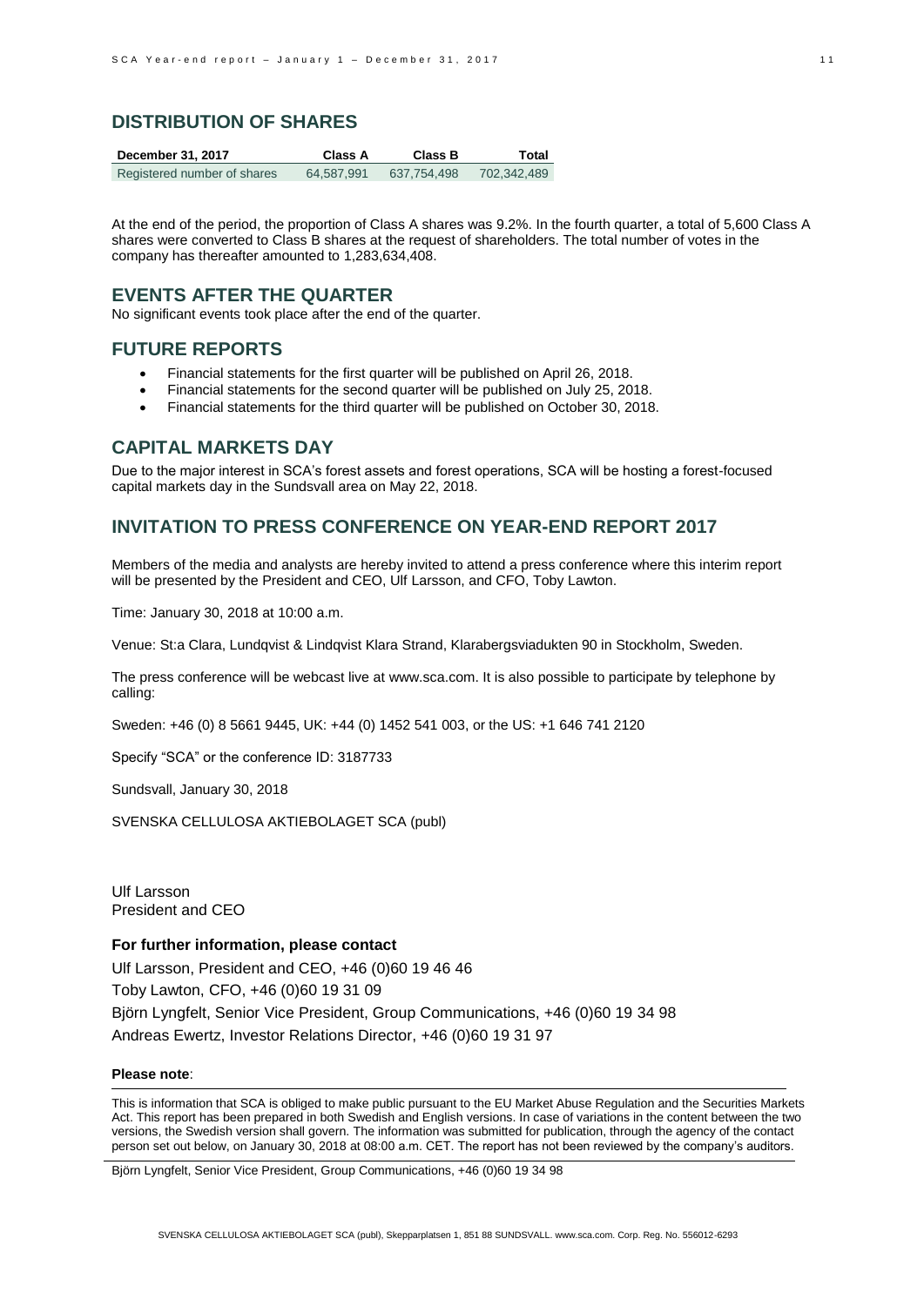## DISTRIBUTION OF SHARES

| December 31, 2017 | Class A | Class B | Total |
|---|---|---|---|
| Registered number of shares | 64,587,991 | 637,754,498 | 702,342,489 |

At the end of the period, the proportion of Class A shares was 9.2%. In the fourth quarter, a total of 5,600 Class A shares were converted to Class B shares at the request of shareholders. The total number of votes in the company has thereafter amounted to 1,283,634,408.

## EVENTS AFTER THE QUARTER

No significant events took place after the end of the quarter.

## FUTURE REPORTS

- Financial statements for the first quarter will be published on April 26, 2018.
- Financial statements for the second quarter will be published on July 25, 2018.
- Financial statements for the third quarter will be published on October 30, 2018.

## CAPITAL MARKETS DAY

Due to the major interest in SCA's forest assets and forest operations, SCA will be hosting a forest-focused capital markets day in the Sundsvall area on May 22, 2018.

## INVITATION TO PRESS CONFERENCE ON YEAR-END REPORT 2017

Members of the media and analysts are hereby invited to attend a press conference where this interim report will be presented by the President and CEO, Ulf Larsson, and CFO, Toby Lawton.

Time: January 30, 2018 at 10:00 a.m.

Venue: St:a Clara, Lundqvist & Lindqvist Klara Strand, Klarabergsviadukten 90 in Stockholm, Sweden.

The press conference will be webcast live at www.sca.com. It is also possible to participate by telephone by calling:

Sweden: +46 (0) 8 5661 9445, UK: +44 (0) 1452 541 003, or the US: +1 646 741 2120

Specify "SCA" or the conference ID: 3187733

Sundsvall, January 30, 2018

SVENSKA CELLULOSA AKTIEBOLAGET SCA (publ)

Ulf Larsson
President and CEO

**For further information, please contact**

Ulf Larsson, President and CEO, +46 (0)60 19 46 46
Toby Lawton, CFO, +46 (0)60 19 31 09
Björn Lyngfelt, Senior Vice President, Group Communications, +46 (0)60 19 34 98
Andreas Ewertz, Investor Relations Director, +46 (0)60 19 31 97

**Please note**:

This is information that SCA is obliged to make public pursuant to the EU Market Abuse Regulation and the Securities Markets Act. This report has been prepared in both Swedish and English versions. In case of variations in the content between the two versions, the Swedish version shall govern. The information was submitted for publication, through the agency of the contact person set out below, on January 30, 2018 at 08:00 a.m. CET. The report has not been reviewed by the company's auditors.

Björn Lyngfelt, Senior Vice President, Group Communications, +46 (0)60 19 34 98

SVENSKA CELLULOSA AKTIEBOLAGET SCA (publ), Skepparplatsen 1, 851 88 SUNDSVALL. www.sca.com. Corp. Reg. No. 556012-6293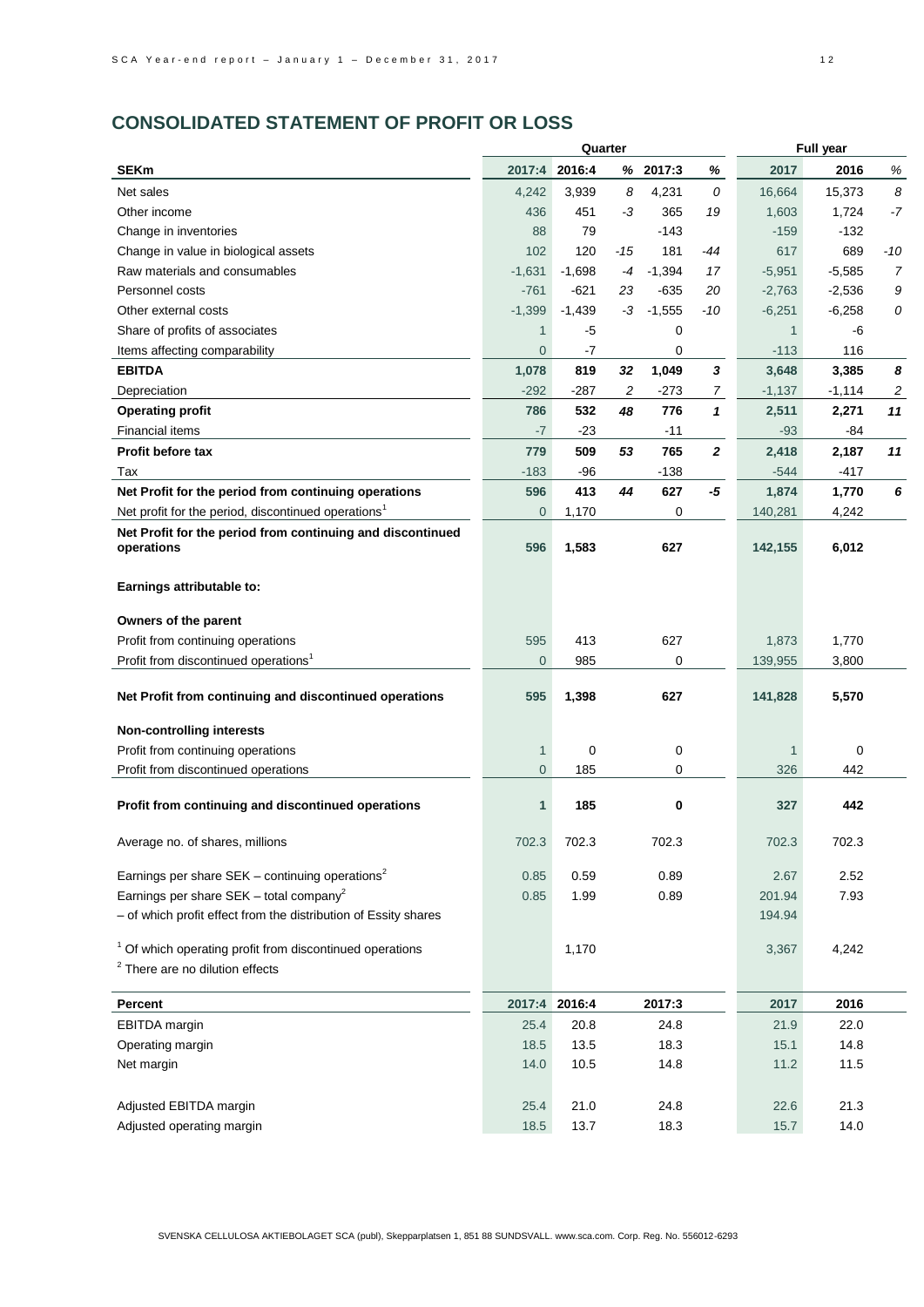## CONSOLIDATED STATEMENT OF PROFIT OR LOSS

| | Quarter | | | | | Full year | | |
|---|---|---|---|---|---|---|---|---|
| **SEKm** | **2017:4** | **2016:4** | **%** | **2017:3** | **%** | **2017** | **2016** | **%** |
| Net sales | 4,242 | 3,939 | 8 | 4,231 | 0 | 16,664 | 15,373 | 8 |
| Other income | 436 | 451 | -3 | 365 | 19 | 1,603 | 1,724 | -7 |
| Change in inventories | 88 | 79 | | -143 | | -159 | -132 | |
| Change in value in biological assets | 102 | 120 | -15 | 181 | -44 | 617 | 689 | -10 |
| Raw materials and consumables | -1,631 | -1,698 | -4 | -1,394 | 17 | -5,951 | -5,585 | 7 |
| Personnel costs | -761 | -621 | 23 | -635 | 20 | -2,763 | -2,536 | 9 |
| Other external costs | -1,399 | -1,439 | -3 | -1,555 | -10 | -6,251 | -6,258 | 0 |
| Share of profits of associates | 1 | -5 | | 0 | | 1 | -6 | |
| Items affecting comparability | 0 | -7 | | 0 | | -113 | 116 | |
| **EBITDA** | **1,078** | **819** | **32** | **1,049** | **3** | **3,648** | **3,385** | **8** |
| Depreciation | -292 | -287 | 2 | -273 | 7 | -1,137 | -1,114 | 2 |
| **Operating profit** | **786** | **532** | **48** | **776** | **1** | **2,511** | **2,271** | **11** |
| Financial items | -7 | -23 | | -11 | | -93 | -84 | |
| **Profit before tax** | **779** | **509** | **53** | **765** | **2** | **2,418** | **2,187** | **11** |
| Tax | -183 | -96 | | -138 | | -544 | -417 | |
| **Net Profit for the period from continuing operations** | **596** | **413** | **44** | **627** | **-5** | **1,874** | **1,770** | **6** |
| Net profit for the period, discontinued operations[1] | 0 | 1,170 | | 0 | | 140,281 | 4,242 | |
| **Net Profit for the period from continuing and discontinued operations** | **596** | **1,583** | | **627** | | **142,155** | **6,012** | |
| | | | | | | | | |
| **Earnings attributable to:** | | | | | | | | |
| | | | | | | | | |
| **Owners of the parent** | | | | | | | | |
| Profit from continuing operations | 595 | 413 | | 627 | | 1,873 | 1,770 | |
| Profit from discontinued operations[1] | 0 | 985 | | 0 | | 139,955 | 3,800 | |
| **Net Profit from continuing and discontinued operations** | **595** | **1,398** | | **627** | | **141,828** | **5,570** | |
| | | | | | | | | |
| **Non-controlling interests** | | | | | | | | |
| Profit from continuing operations | 1 | 0 | | 0 | | 1 | 0 | |
| Profit from discontinued operations | 0 | 185 | | 0 | | 326 | 442 | |
| **Profit from continuing and discontinued operations** | **1** | **185** | | **0** | | **327** | **442** | |
| | | | | | | | | |
| Average no. of shares, millions | 702.3 | 702.3 | | 702.3 | | 702.3 | 702.3 | |
| | | | | | | | | |
| Earnings per share SEK – continuing operations[2] | 0.85 | 0.59 | | 0.89 | | 2.67 | 2.52 | |
| Earnings per share SEK – total company[2] | 0.85 | 1.99 | | 0.89 | | 201.94 | 7.93 | |
| – of which profit effect from the distribution of Essity shares | | | | | | 194.94 | | |
| | | | | | | | | |
| [1] Of which operating profit from discontinued operations | | 1,170 | | | | 3,367 | 4,242 | |
| [2] There are no dilution effects | | | | | | | | |

| **Percent** | **2017:4** | **2016:4** | **2017:3** | **2017** | **2016** |
|---|---|---|---|---|---|
| EBITDA margin | 25.4 | 20.8 | 24.8 | 21.9 | 22.0 |
| Operating margin | 18.5 | 13.5 | 18.3 | 15.1 | 14.8 |
| Net margin | 14.0 | 10.5 | 14.8 | 11.2 | 11.5 |
| | | | | | |
| Adjusted EBITDA margin | 25.4 | 21.0 | 24.8 | 22.6 | 21.3 |
| Adjusted operating margin | 18.5 | 13.7 | 18.3 | 15.7 | 14.0 |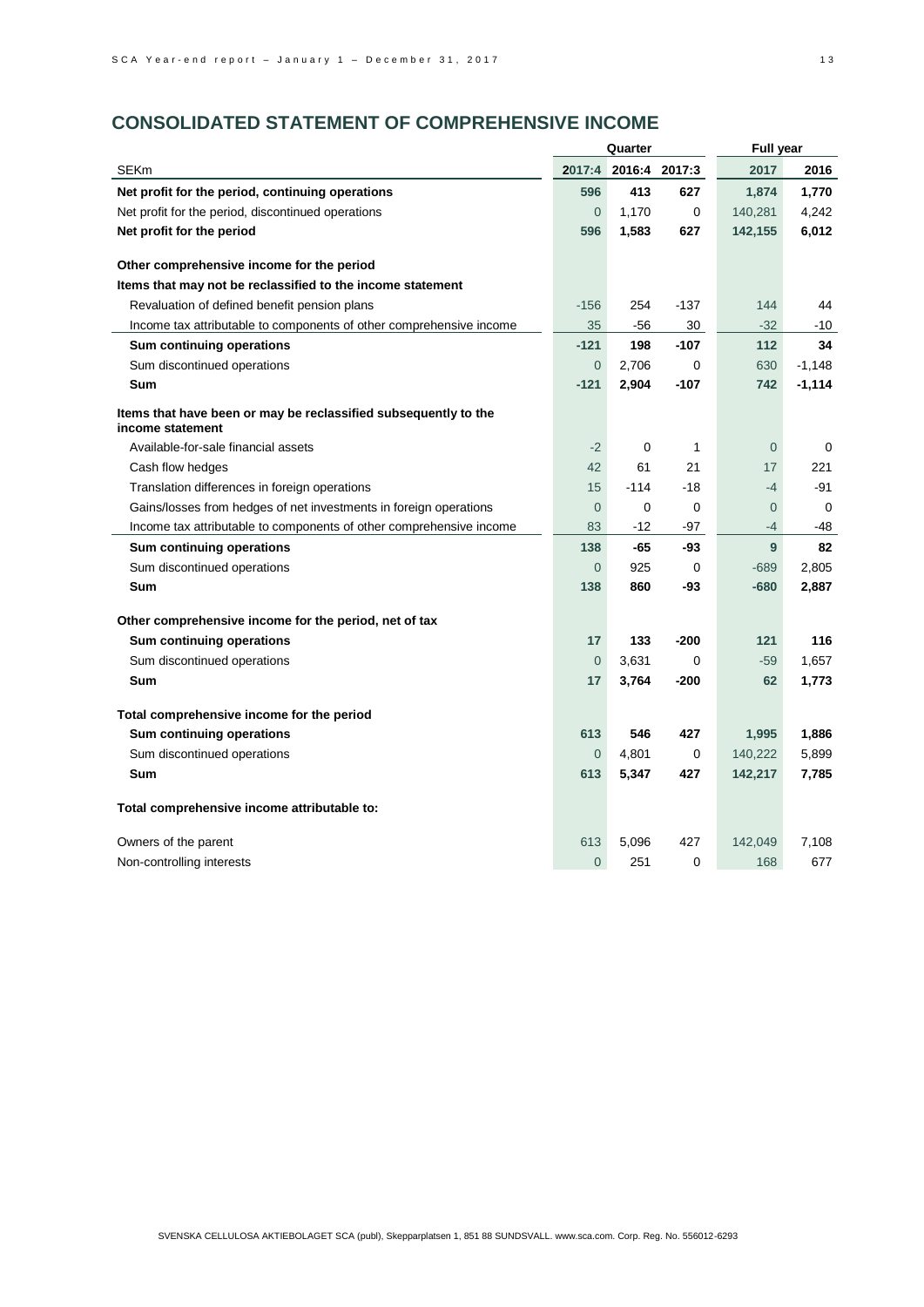## CONSOLIDATED STATEMENT OF COMPREHENSIVE INCOME

| | Quarter | | | Full year | |
|---|---|---|---|---|---|
| SEKm | 2017:4 | 2016:4 | 2017:3 | 2017 | 2016 |
| **Net profit for the period, continuing operations** | **596** | **413** | **627** | **1,874** | **1,770** |
| Net profit for the period, discontinued operations | 0 | 1,170 | 0 | 140,281 | 4,242 |
| **Net profit for the period** | **596** | **1,583** | **627** | **142,155** | **6,012** |
| | | | | | |
| **Other comprehensive income for the period** | | | | | |
| **Items that may not be reclassified to the income statement** | | | | | |
| Revaluation of defined benefit pension plans | -156 | 254 | -137 | 144 | 44 |
| Income tax attributable to components of other comprehensive income | 35 | -56 | 30 | -32 | -10 |
| **Sum continuing operations** | **-121** | **198** | **-107** | **112** | **34** |
| Sum discontinued operations | 0 | 2,706 | 0 | 630 | -1,148 |
| **Sum** | **-121** | **2,904** | **-107** | **742** | **-1,114** |
| | | | | | |
| **Items that have been or may be reclassified subsequently to the income statement** | | | | | |
| Available-for-sale financial assets | -2 | 0 | 1 | 0 | 0 |
| Cash flow hedges | 42 | 61 | 21 | 17 | 221 |
| Translation differences in foreign operations | 15 | -114 | -18 | -4 | -91 |
| Gains/losses from hedges of net investments in foreign operations | 0 | 0 | 0 | 0 | 0 |
| Income tax attributable to components of other comprehensive income | 83 | -12 | -97 | -4 | -48 |
| **Sum continuing operations** | **138** | **-65** | **-93** | **9** | **82** |
| Sum discontinued operations | 0 | 925 | 0 | -689 | 2,805 |
| **Sum** | **138** | **860** | **-93** | **-680** | **2,887** |
| | | | | | |
| **Other comprehensive income for the period, net of tax** | | | | | |
| **Sum continuing operations** | **17** | **133** | **-200** | **121** | **116** |
| Sum discontinued operations | 0 | 3,631 | 0 | -59 | 1,657 |
| **Sum** | **17** | **3,764** | **-200** | **62** | **1,773** |
| | | | | | |
| **Total comprehensive income for the period** | | | | | |
| **Sum continuing operations** | **613** | **546** | **427** | **1,995** | **1,886** |
| Sum discontinued operations | 0 | 4,801 | 0 | 140,222 | 5,899 |
| **Sum** | **613** | **5,347** | **427** | **142,217** | **7,785** |
| | | | | | |
| **Total comprehensive income attributable to:** | | | | | |
| Owners of the parent | 613 | 5,096 | 427 | 142,049 | 7,108 |
| Non-controlling interests | 0 | 251 | 0 | 168 | 677 |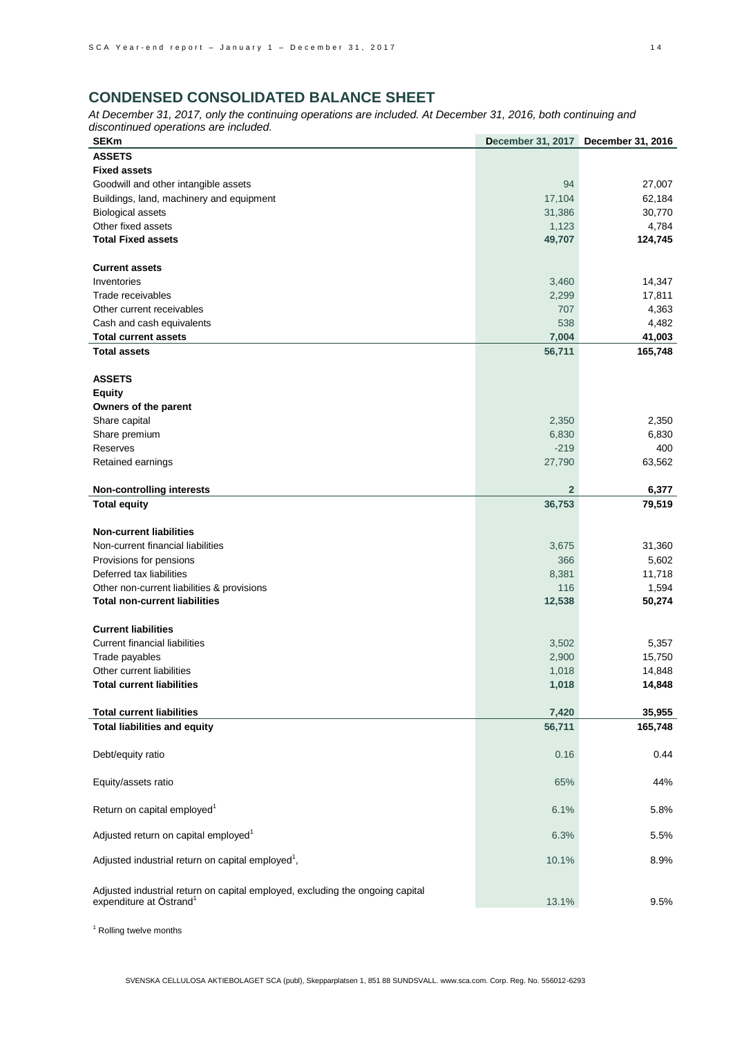## CONDENSED CONSOLIDATED BALANCE SHEET

*At December 31, 2017, only the continuing operations are included. At December 31, 2016, both continuing and discontinued operations are included.*

| SEKm | December 31, 2017 | December 31, 2016 |
|---|---|---|
| **ASSETS** | | |
| **Fixed assets** | | |
| Goodwill and other intangible assets | 94 | 27,007 |
| Buildings, land, machinery and equipment | 17,104 | 62,184 |
| Biological assets | 31,386 | 30,770 |
| Other fixed assets | 1,123 | 4,784 |
| **Total Fixed assets** | **49,707** | **124,745** |
| | | |
| **Current assets** | | |
| Inventories | 3,460 | 14,347 |
| Trade receivables | 2,299 | 17,811 |
| Other current receivables | 707 | 4,363 |
| Cash and cash equivalents | 538 | 4,482 |
| **Total current assets** | **7,004** | **41,003** |
| **Total assets** | **56,711** | **165,748** |
| | | |
| **ASSETS** | | |
| **Equity** | | |
| **Owners of the parent** | | |
| Share capital | 2,350 | 2,350 |
| Share premium | 6,830 | 6,830 |
| Reserves | -219 | 400 |
| Retained earnings | 27,790 | 63,562 |
| | | |
| **Non-controlling interests** | **2** | **6,377** |
| **Total equity** | **36,753** | **79,519** |
| | | |
| **Non-current liabilities** | | |
| Non-current financial liabilities | 3,675 | 31,360 |
| Provisions for pensions | 366 | 5,602 |
| Deferred tax liabilities | 8,381 | 11,718 |
| Other non-current liabilities & provisions | 116 | 1,594 |
| **Total non-current liabilities** | **12,538** | **50,274** |
| | | |
| **Current liabilities** | | |
| Current financial liabilities | 3,502 | 5,357 |
| Trade payables | 2,900 | 15,750 |
| Other current liabilities | 1,018 | 14,848 |
| **Total current liabilities** | **1,018** | **14,848** |
| | | |
| **Total current liabilities** | **7,420** | **35,955** |
| **Total liabilities and equity** | **56,711** | **165,748** |
| | | |
| Debt/equity ratio | 0.16 | 0.44 |
| Equity/assets ratio | 65% | 44% |
| Return on capital employed[1] | 6.1% | 5.8% |
| Adjusted return on capital employed[1] | 6.3% | 5.5% |
| Adjusted industrial return on capital employed[1], | 10.1% | 8.9% |
| Adjusted industrial return on capital employed, excluding the ongoing capital expenditure at Östrand[1] | 13.1% | 9.5% |

[1] Rolling twelve months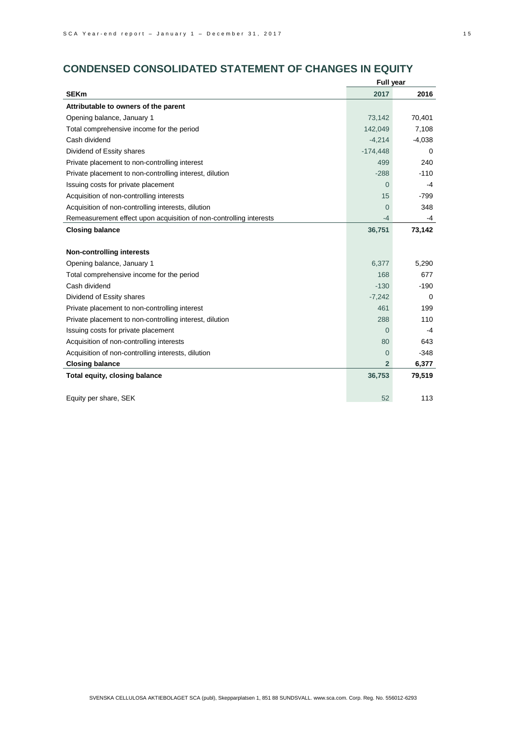## CONDENSED CONSOLIDATED STATEMENT OF CHANGES IN EQUITY

| SEKm | Full year 2017 | 2016 |
|---|---|---|
| **Attributable to owners of the parent** | | |
| Opening balance, January 1 | 73,142 | 70,401 |
| Total comprehensive income for the period | 142,049 | 7,108 |
| Cash dividend | -4,214 | -4,038 |
| Dividend of Essity shares | -174,448 | 0 |
| Private placement to non-controlling interest | 499 | 240 |
| Private placement to non-controlling interest, dilution | -288 | -110 |
| Issuing costs for private placement | 0 | -4 |
| Acquisition of non-controlling interests | 15 | -799 |
| Acquisition of non-controlling interests, dilution | 0 | 348 |
| Remeasurement effect upon acquisition of non-controlling interests | -4 | -4 |
| **Closing balance** | **36,751** | **73,142** |
| | | |
| **Non-controlling interests** | | |
| Opening balance, January 1 | 6,377 | 5,290 |
| Total comprehensive income for the period | 168 | 677 |
| Cash dividend | -130 | -190 |
| Dividend of Essity shares | -7,242 | 0 |
| Private placement to non-controlling interest | 461 | 199 |
| Private placement to non-controlling interest, dilution | 288 | 110 |
| Issuing costs for private placement | 0 | -4 |
| Acquisition of non-controlling interests | 80 | 643 |
| Acquisition of non-controlling interests, dilution | 0 | -348 |
| **Closing balance** | **2** | **6,377** |
| **Total equity, closing balance** | **36,753** | **79,519** |
| | | |
| Equity per share, SEK | 52 | 113 |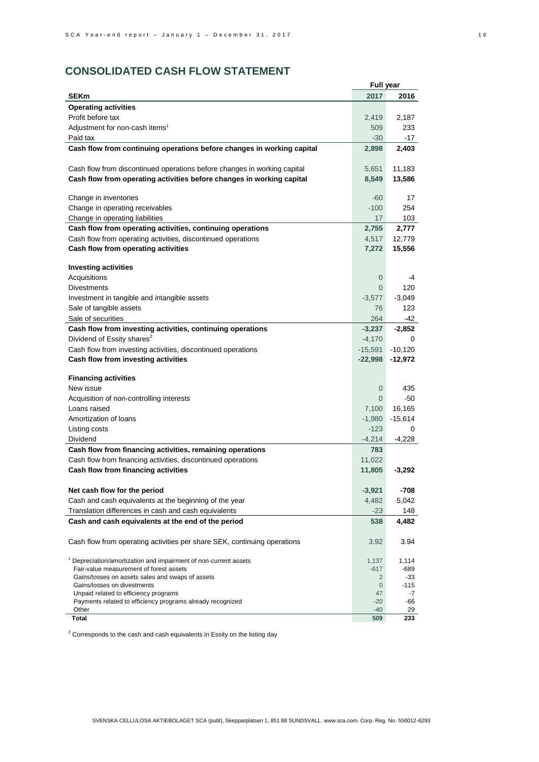## CONSOLIDATED CASH FLOW STATEMENT

| SEKm | Full year 2017 | Full year 2016 |
|---|---|---|
| **Operating activities** | | |
| Profit before tax | 2,419 | 2,187 |
| Adjustment for non-cash items[1] | 509 | 233 |
| Paid tax | -30 | -17 |
| **Cash flow from continuing operations before changes in working capital** | **2,898** | **2,403** |
| | | |
| Cash flow from discontinued operations before changes in working capital | 5,651 | 11,183 |
| **Cash flow from operating activities before changes in working capital** | **8,549** | **13,586** |
| | | |
| Change in inventories | -60 | 17 |
| Change in operating receivables | -100 | 254 |
| Change in operating liabilities | 17 | 103 |
| **Cash flow from operating activities, continuing operations** | **2,755** | **2,777** |
| Cash flow from operating activities, discontinued operations | 4,517 | 12,779 |
| **Cash flow from operating activities** | **7,272** | **15,556** |
| | | |
| **Investing activities** | | |
| Acquisitions | 0 | -4 |
| Divestments | 0 | 120 |
| Investment in tangible and intangible assets | -3,577 | -3,049 |
| Sale of tangible assets | 76 | 123 |
| Sale of securities | 264 | -42 |
| **Cash flow from investing activities, continuing operations** | **-3,237** | **-2,852** |
| Dividend of Essity shares[2] | -4,170 | 0 |
| Cash flow from investing activities, discontinued operations | -15,591 | -10,120 |
| **Cash flow from investing activities** | **-22,998** | **-12,972** |
| | | |
| **Financing activities** | | |
| New issue | 0 | 435 |
| Acquisition of non-controlling interests | 0 | -50 |
| Loans raised | 7,100 | 16,165 |
| Amortization of loans | -1,980 | -15,614 |
| Listing costs | -123 | 0 |
| Dividend | -4,214 | -4,228 |
| **Cash flow from financing activities, remaining operations** | **783** | |
| Cash flow from financing activities, discontinued operations | 11,022 | |
| **Cash flow from financing activities** | **11,805** | **-3,292** |
| | | |
| **Net cash flow for the period** | **-3,921** | **-708** |
| Cash and cash equivalents at the beginning of the year | 4,482 | 5,042 |
| Translation differences in cash and cash equivalents | -23 | 148 |
| **Cash and cash equivalents at the end of the period** | **538** | **4,482** |
| | | |
| Cash flow from operating activities per share SEK, continuing operations | 3.92 | 3.94 |
| | | |
| [1] Depreciation/amortization and impairment of non-current assets | 1,137 | 1,114 |
| Fair-value measurement of forest assets | -617 | -689 |
| Gains/losses on assets sales and swaps of assets | 2 | -33 |
| Gains/losses on divestments | 0 | -115 |
| Unpaid related to efficiency programs | 47 | -7 |
| Payments related to efficiency programs already recognized | -20 | -66 |
| Other | -40 | 29 |
| **Total** | **509** | **233** |

[2] Corresponds to the cash and cash equivalents in Essity on the listing day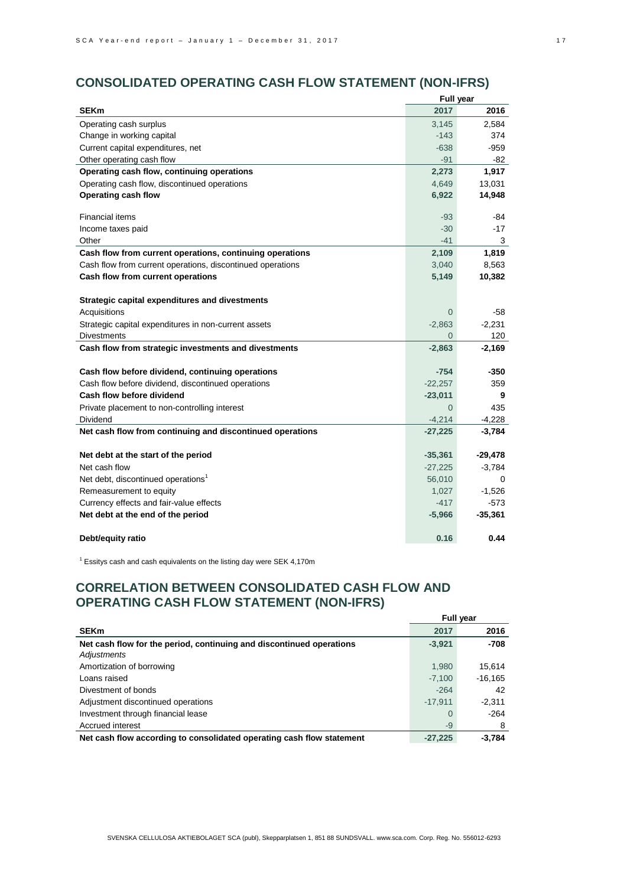## CONSOLIDATED OPERATING CASH FLOW STATEMENT (NON-IFRS)

| SEKm | Full year 2017 | 2016 |
|---|---|---|
| Operating cash surplus | 3,145 | 2,584 |
| Change in working capital | -143 | 374 |
| Current capital expenditures, net | -638 | -959 |
| Other operating cash flow | -91 | -82 |
| **Operating cash flow, continuing operations** | **2,273** | **1,917** |
| Operating cash flow, discontinued operations | 4,649 | 13,031 |
| **Operating cash flow** | **6,922** | **14,948** |
| | | |
| Financial items | -93 | -84 |
| Income taxes paid | -30 | -17 |
| Other | -41 | 3 |
| **Cash flow from current operations, continuing operations** | **2,109** | **1,819** |
| Cash flow from current operations, discontinued operations | 3,040 | 8,563 |
| **Cash flow from current operations** | **5,149** | **10,382** |
| | | |
| **Strategic capital expenditures and divestments** | | |
| Acquisitions | 0 | -58 |
| Strategic capital expenditures in non-current assets | -2,863 | -2,231 |
| Divestments | 0 | 120 |
| **Cash flow from strategic investments and divestments** | **-2,863** | **-2,169** |
| | | |
| **Cash flow before dividend, continuing operations** | **-754** | **-350** |
| Cash flow before dividend, discontinued operations | -22,257 | 359 |
| **Cash flow before dividend** | **-23,011** | **9** |
| Private placement to non-controlling interest | 0 | 435 |
| Dividend | -4,214 | -4,228 |
| **Net cash flow from continuing and discontinued operations** | **-27,225** | **-3,784** |
| | | |
| **Net debt at the start of the period** | **-35,361** | **-29,478** |
| Net cash flow | -27,225 | -3,784 |
| Net debt, discontinued operations[1] | 56,010 | 0 |
| Remeasurement to equity | 1,027 | -1,526 |
| Currency effects and fair-value effects | -417 | -573 |
| **Net debt at the end of the period** | **-5,966** | **-35,361** |
| | | |
| **Debt/equity ratio** | **0.16** | **0.44** |

[1] Essitys cash and cash equivalents on the listing day were SEK 4,170m

## CORRELATION BETWEEN CONSOLIDATED CASH FLOW AND OPERATING CASH FLOW STATEMENT (NON-IFRS)

| SEKm | Full year 2017 | 2016 |
|---|---|---|
| **Net cash flow for the period, continuing and discontinued operations** | **-3,921** | **-708** |
| *Adjustments* | | |
| Amortization of borrowing | 1,980 | 15,614 |
| Loans raised | -7,100 | -16,165 |
| Divestment of bonds | -264 | 42 |
| Adjustment discontinued operations | -17,911 | -2,311 |
| Investment through financial lease | 0 | -264 |
| Accrued interest | -9 | 8 |
| **Net cash flow according to consolidated operating cash flow statement** | **-27,225** | **-3,784** |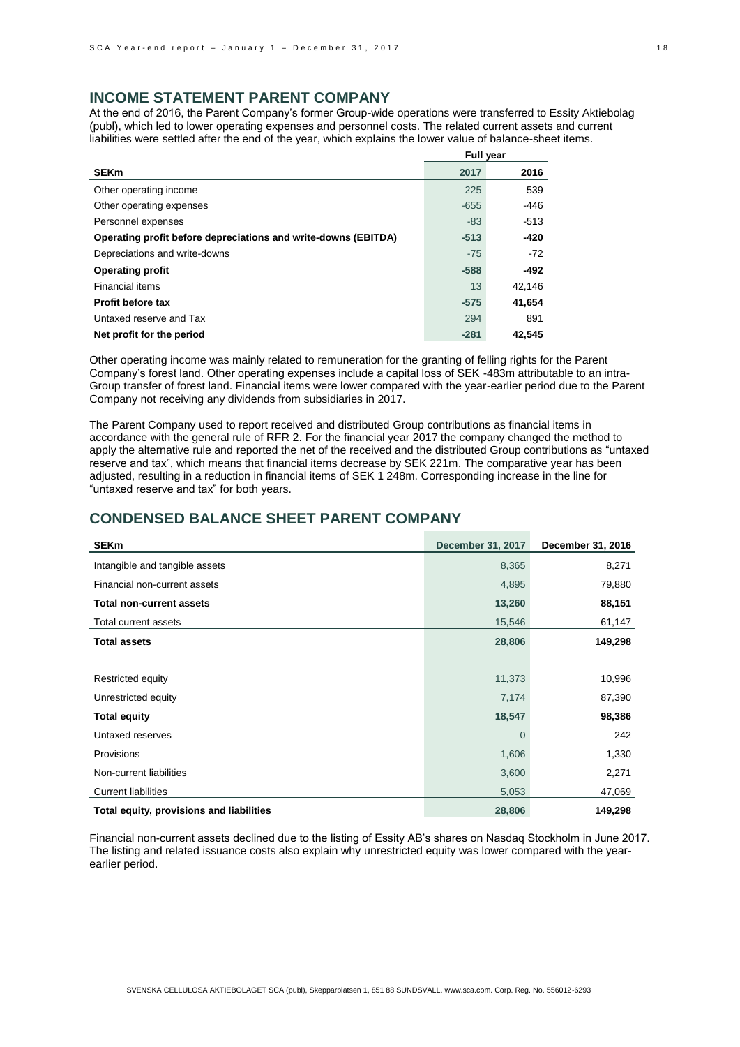## INCOME STATEMENT PARENT COMPANY

At the end of 2016, the Parent Company's former Group-wide operations were transferred to Essity Aktiebolag (publ), which led to lower operating expenses and personnel costs. The related current assets and current liabilities were settled after the end of the year, which explains the lower value of balance-sheet items.

| | Full year | |
|---|---|---|
| **SEKm** | **2017** | **2016** |
| Other operating income | 225 | 539 |
| Other operating expenses | -655 | -446 |
| Personnel expenses | -83 | -513 |
| **Operating profit before depreciations and write-downs (EBITDA)** | **-513** | **-420** |
| Depreciations and write-downs | -75 | -72 |
| **Operating profit** | **-588** | **-492** |
| Financial items | 13 | 42,146 |
| **Profit before tax** | **-575** | **41,654** |
| Untaxed reserve and Tax | 294 | 891 |
| **Net profit for the period** | **-281** | **42,545** |

Other operating income was mainly related to remuneration for the granting of felling rights for the Parent Company's forest land. Other operating expenses include a capital loss of SEK -483m attributable to an intra-Group transfer of forest land. Financial items were lower compared with the year-earlier period due to the Parent Company not receiving any dividends from subsidiaries in 2017.

The Parent Company used to report received and distributed Group contributions as financial items in accordance with the general rule of RFR 2. For the financial year 2017 the company changed the method to apply the alternative rule and reported the net of the received and the distributed Group contributions as "untaxed reserve and tax", which means that financial items decrease by SEK 221m. The comparative year has been adjusted, resulting in a reduction in financial items of SEK 1 248m. Corresponding increase in the line for "untaxed reserve and tax" for both years.

## CONDENSED BALANCE SHEET PARENT COMPANY

| SEKm | December 31, 2017 | December 31, 2016 |
|---|---|---|
| Intangible and tangible assets | 8,365 | 8,271 |
| Financial non-current assets | 4,895 | 79,880 |
| **Total non-current assets** | **13,260** | **88,151** |
| Total current assets | 15,546 | 61,147 |
| **Total assets** | **28,806** | **149,298** |
| | | |
| Restricted equity | 11,373 | 10,996 |
| Unrestricted equity | 7,174 | 87,390 |
| **Total equity** | **18,547** | **98,386** |
| Untaxed reserves | 0 | 242 |
| Provisions | 1,606 | 1,330 |
| Non-current liabilities | 3,600 | 2,271 |
| Current liabilities | 5,053 | 47,069 |
| **Total equity, provisions and liabilities** | **28,806** | **149,298** |

Financial non-current assets declined due to the listing of Essity AB's shares on Nasdaq Stockholm in June 2017. The listing and related issuance costs also explain why unrestricted equity was lower compared with the year-earlier period.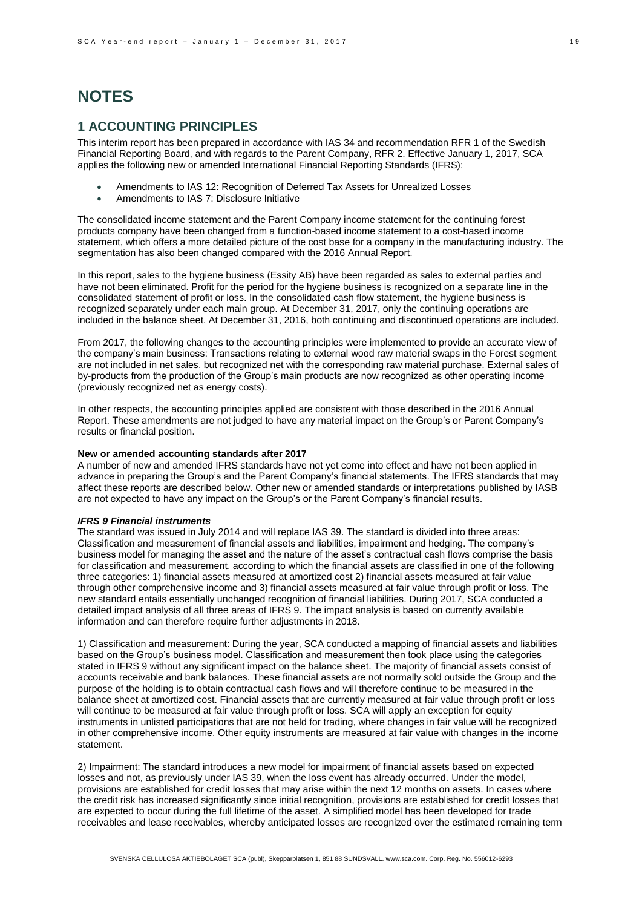# NOTES

## 1 ACCOUNTING PRINCIPLES

This interim report has been prepared in accordance with IAS 34 and recommendation RFR 1 of the Swedish Financial Reporting Board, and with regards to the Parent Company, RFR 2. Effective January 1, 2017, SCA applies the following new or amended International Financial Reporting Standards (IFRS):

- Amendments to IAS 12: Recognition of Deferred Tax Assets for Unrealized Losses
- Amendments to IAS 7: Disclosure Initiative

The consolidated income statement and the Parent Company income statement for the continuing forest products company have been changed from a function-based income statement to a cost-based income statement, which offers a more detailed picture of the cost base for a company in the manufacturing industry. The segmentation has also been changed compared with the 2016 Annual Report.

In this report, sales to the hygiene business (Essity AB) have been regarded as sales to external parties and have not been eliminated. Profit for the period for the hygiene business is recognized on a separate line in the consolidated statement of profit or loss. In the consolidated cash flow statement, the hygiene business is recognized separately under each main group. At December 31, 2017, only the continuing operations are included in the balance sheet. At December 31, 2016, both continuing and discontinued operations are included.

From 2017, the following changes to the accounting principles were implemented to provide an accurate view of the company's main business: Transactions relating to external wood raw material swaps in the Forest segment are not included in net sales, but recognized net with the corresponding raw material purchase. External sales of by-products from the production of the Group's main products are now recognized as other operating income (previously recognized net as energy costs).

In other respects, the accounting principles applied are consistent with those described in the 2016 Annual Report. These amendments are not judged to have any material impact on the Group's or Parent Company's results or financial position.

**New or amended accounting standards after 2017**

A number of new and amended IFRS standards have not yet come into effect and have not been applied in advance in preparing the Group's and the Parent Company's financial statements. The IFRS standards that may affect these reports are described below. Other new or amended standards or interpretations published by IASB are not expected to have any impact on the Group's or the Parent Company's financial results.

***IFRS 9 Financial instruments***

The standard was issued in July 2014 and will replace IAS 39. The standard is divided into three areas: Classification and measurement of financial assets and liabilities, impairment and hedging. The company's business model for managing the asset and the nature of the asset's contractual cash flows comprise the basis for classification and measurement, according to which the financial assets are classified in one of the following three categories: 1) financial assets measured at amortized cost 2) financial assets measured at fair value through other comprehensive income and 3) financial assets measured at fair value through profit or loss. The new standard entails essentially unchanged recognition of financial liabilities. During 2017, SCA conducted a detailed impact analysis of all three areas of IFRS 9. The impact analysis is based on currently available information and can therefore require further adjustments in 2018.

1) Classification and measurement: During the year, SCA conducted a mapping of financial assets and liabilities based on the Group's business model. Classification and measurement then took place using the categories stated in IFRS 9 without any significant impact on the balance sheet. The majority of financial assets consist of accounts receivable and bank balances. These financial assets are not normally sold outside the Group and the purpose of the holding is to obtain contractual cash flows and will therefore continue to be measured in the balance sheet at amortized cost. Financial assets that are currently measured at fair value through profit or loss will continue to be measured at fair value through profit or loss. SCA will apply an exception for equity instruments in unlisted participations that are not held for trading, where changes in fair value will be recognized in other comprehensive income. Other equity instruments are measured at fair value with changes in the income statement.

2) Impairment: The standard introduces a new model for impairment of financial assets based on expected losses and not, as previously under IAS 39, when the loss event has already occurred. Under the model, provisions are established for credit losses that may arise within the next 12 months on assets. In cases where the credit risk has increased significantly since initial recognition, provisions are established for credit losses that are expected to occur during the full lifetime of the asset. A simplified model has been developed for trade receivables and lease receivables, whereby anticipated losses are recognized over the estimated remaining term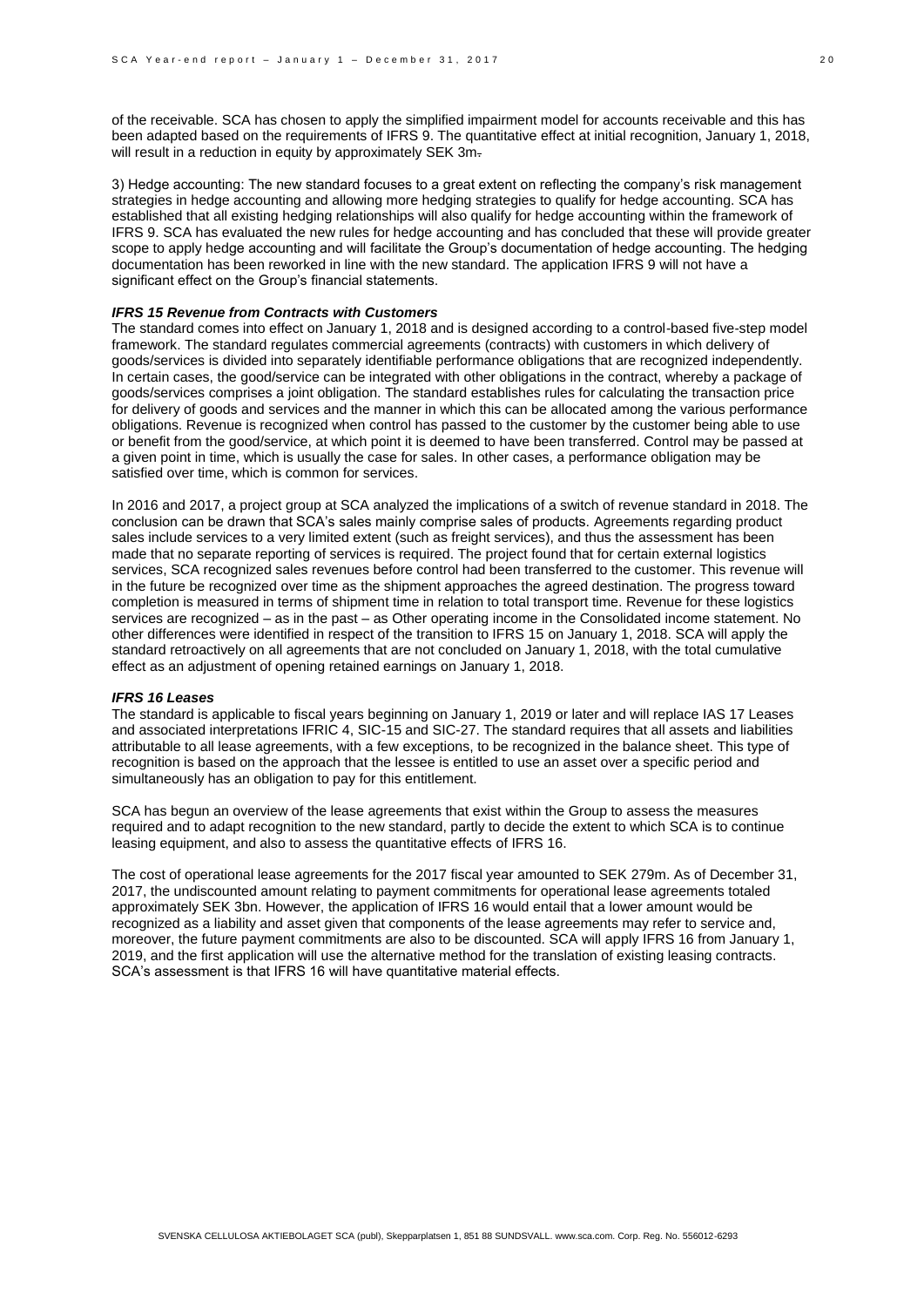of the receivable. SCA has chosen to apply the simplified impairment model for accounts receivable and this has been adapted based on the requirements of IFRS 9. The quantitative effect at initial recognition, January 1, 2018, will result in a reduction in equity by approximately SEK 3m.

3) Hedge accounting: The new standard focuses to a great extent on reflecting the company's risk management strategies in hedge accounting and allowing more hedging strategies to qualify for hedge accounting. SCA has established that all existing hedging relationships will also qualify for hedge accounting within the framework of IFRS 9. SCA has evaluated the new rules for hedge accounting and has concluded that these will provide greater scope to apply hedge accounting and will facilitate the Group's documentation of hedge accounting. The hedging documentation has been reworked in line with the new standard. The application IFRS 9 will not have a significant effect on the Group's financial statements.

***IFRS 15 Revenue from Contracts with Customers***

The standard comes into effect on January 1, 2018 and is designed according to a control-based five-step model framework. The standard regulates commercial agreements (contracts) with customers in which delivery of goods/services is divided into separately identifiable performance obligations that are recognized independently. In certain cases, the good/service can be integrated with other obligations in the contract, whereby a package of goods/services comprises a joint obligation. The standard establishes rules for calculating the transaction price for delivery of goods and services and the manner in which this can be allocated among the various performance obligations. Revenue is recognized when control has passed to the customer by the customer being able to use or benefit from the good/service, at which point it is deemed to have been transferred. Control may be passed at a given point in time, which is usually the case for sales. In other cases, a performance obligation may be satisfied over time, which is common for services.

In 2016 and 2017, a project group at SCA analyzed the implications of a switch of revenue standard in 2018. The conclusion can be drawn that SCA's sales mainly comprise sales of products. Agreements regarding product sales include services to a very limited extent (such as freight services), and thus the assessment has been made that no separate reporting of services is required. The project found that for certain external logistics services, SCA recognized sales revenues before control had been transferred to the customer. This revenue will in the future be recognized over time as the shipment approaches the agreed destination. The progress toward completion is measured in terms of shipment time in relation to total transport time. Revenue for these logistics services are recognized – as in the past – as Other operating income in the Consolidated income statement. No other differences were identified in respect of the transition to IFRS 15 on January 1, 2018. SCA will apply the standard retroactively on all agreements that are not concluded on January 1, 2018, with the total cumulative effect as an adjustment of opening retained earnings on January 1, 2018.

***IFRS 16 Leases***

The standard is applicable to fiscal years beginning on January 1, 2019 or later and will replace IAS 17 Leases and associated interpretations IFRIC 4, SIC-15 and SIC-27. The standard requires that all assets and liabilities attributable to all lease agreements, with a few exceptions, to be recognized in the balance sheet. This type of recognition is based on the approach that the lessee is entitled to use an asset over a specific period and simultaneously has an obligation to pay for this entitlement.

SCA has begun an overview of the lease agreements that exist within the Group to assess the measures required and to adapt recognition to the new standard, partly to decide the extent to which SCA is to continue leasing equipment, and also to assess the quantitative effects of IFRS 16.

The cost of operational lease agreements for the 2017 fiscal year amounted to SEK 279m. As of December 31, 2017, the undiscounted amount relating to payment commitments for operational lease agreements totaled approximately SEK 3bn. However, the application of IFRS 16 would entail that a lower amount would be recognized as a liability and asset given that components of the lease agreements may refer to service and, moreover, the future payment commitments are also to be discounted. SCA will apply IFRS 16 from January 1, 2019, and the first application will use the alternative method for the translation of existing leasing contracts. SCA's assessment is that IFRS 16 will have quantitative material effects.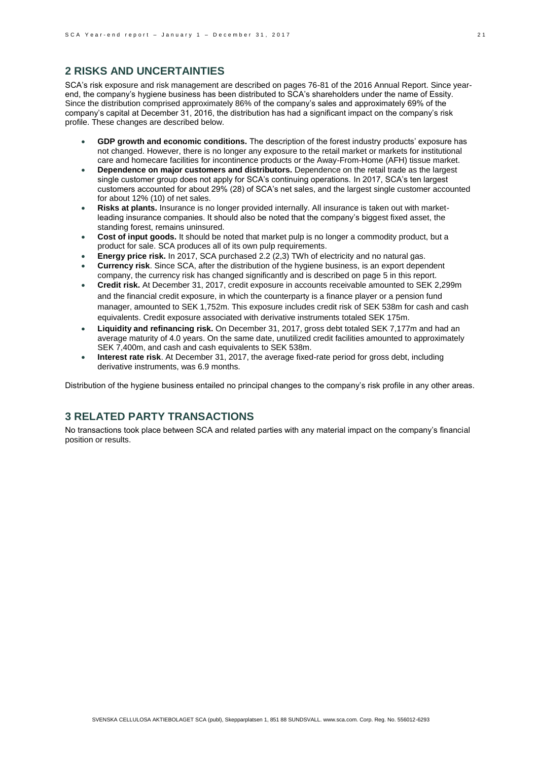## 2 RISKS AND UNCERTAINTIES

SCA's risk exposure and risk management are described on pages 76-81 of the 2016 Annual Report. Since year-end, the company's hygiene business has been distributed to SCA's shareholders under the name of Essity. Since the distribution comprised approximately 86% of the company's sales and approximately 69% of the company's capital at December 31, 2016, the distribution has had a significant impact on the company's risk profile. These changes are described below.

- **GDP growth and economic conditions.** The description of the forest industry products' exposure has not changed. However, there is no longer any exposure to the retail market or markets for institutional care and homecare facilities for incontinence products or the Away-From-Home (AFH) tissue market.
- **Dependence on major customers and distributors.** Dependence on the retail trade as the largest single customer group does not apply for SCA's continuing operations. In 2017, SCA's ten largest customers accounted for about 29% (28) of SCA's net sales, and the largest single customer accounted for about 12% (10) of net sales.
- **Risks at plants.** Insurance is no longer provided internally. All insurance is taken out with market-leading insurance companies. It should also be noted that the company's biggest fixed asset, the standing forest, remains uninsured.
- **Cost of input goods.** It should be noted that market pulp is no longer a commodity product, but a product for sale. SCA produces all of its own pulp requirements.
- **Energy price risk.** In 2017, SCA purchased 2.2 (2,3) TWh of electricity and no natural gas.
- **Currency risk**. Since SCA, after the distribution of the hygiene business, is an export dependent company, the currency risk has changed significantly and is described on page 5 in this report.
- **Credit risk.** At December 31, 2017, credit exposure in accounts receivable amounted to SEK 2,299m and the financial credit exposure, in which the counterparty is a finance player or a pension fund manager, amounted to SEK 1,752m. This exposure includes credit risk of SEK 538m for cash and cash equivalents. Credit exposure associated with derivative instruments totaled SEK 175m.
- **Liquidity and refinancing risk.** On December 31, 2017, gross debt totaled SEK 7,177m and had an average maturity of 4.0 years. On the same date, unutilized credit facilities amounted to approximately SEK 7,400m, and cash and cash equivalents to SEK 538m.
- **Interest rate risk**. At December 31, 2017, the average fixed-rate period for gross debt, including derivative instruments, was 6.9 months.

Distribution of the hygiene business entailed no principal changes to the company's risk profile in any other areas.

## 3 RELATED PARTY TRANSACTIONS

No transactions took place between SCA and related parties with any material impact on the company's financial position or results.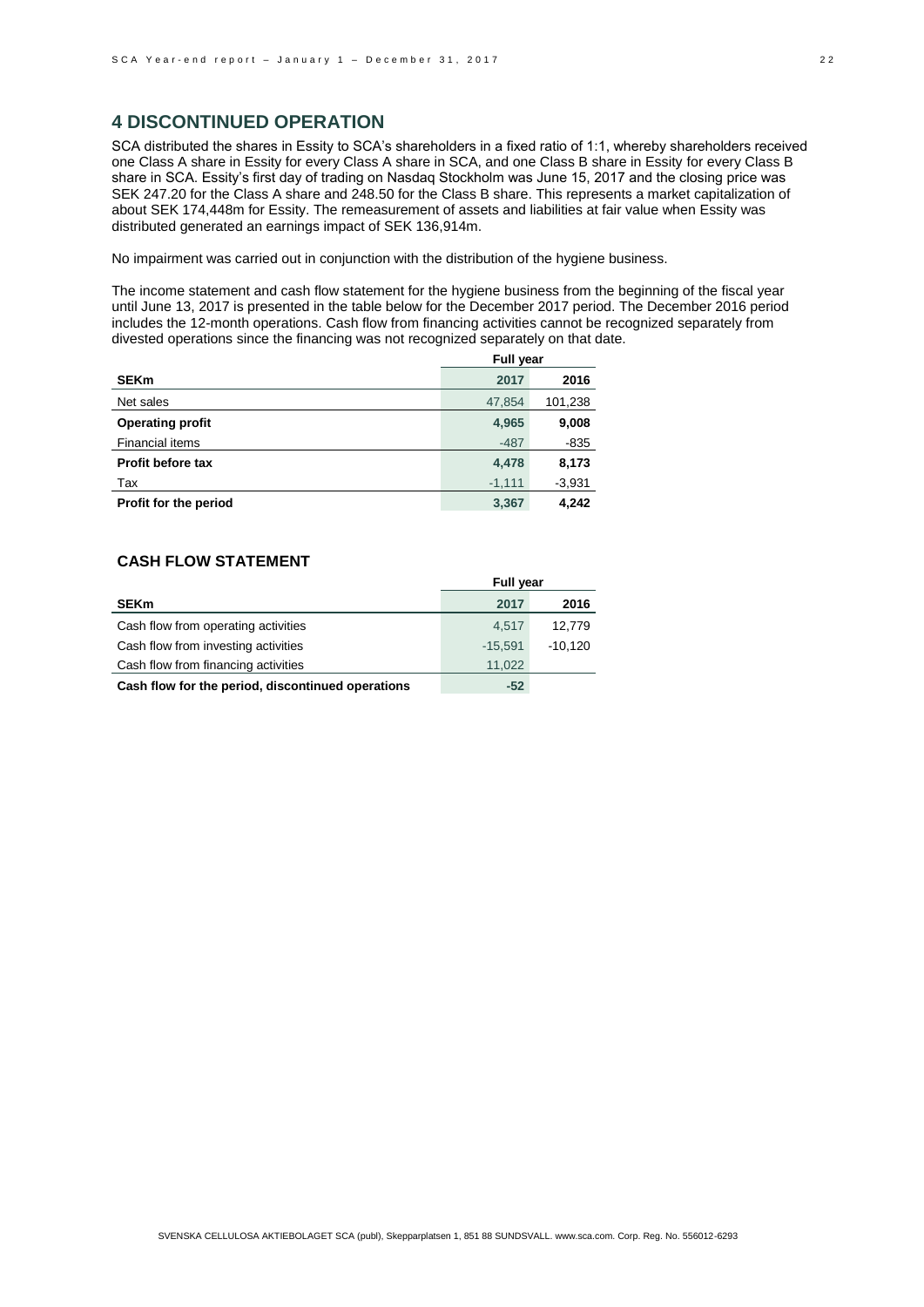## 4 DISCONTINUED OPERATION

SCA distributed the shares in Essity to SCA's shareholders in a fixed ratio of 1:1, whereby shareholders received one Class A share in Essity for every Class A share in SCA, and one Class B share in Essity for every Class B share in SCA. Essity's first day of trading on Nasdaq Stockholm was June 15, 2017 and the closing price was SEK 247.20 for the Class A share and 248.50 for the Class B share. This represents a market capitalization of about SEK 174,448m for Essity. The remeasurement of assets and liabilities at fair value when Essity was distributed generated an earnings impact of SEK 136,914m.

No impairment was carried out in conjunction with the distribution of the hygiene business.

The income statement and cash flow statement for the hygiene business from the beginning of the fiscal year until June 13, 2017 is presented in the table below for the December 2017 period. The December 2016 period includes the 12-month operations. Cash flow from financing activities cannot be recognized separately from divested operations since the financing was not recognized separately on that date.

| | Full year | |
|---|---|---|
| **SEKm** | **2017** | **2016** |
| Net sales | 47,854 | 101,238 |
| **Operating profit** | **4,965** | **9,008** |
| Financial items | -487 | -835 |
| **Profit before tax** | **4,478** | **8,173** |
| Tax | -1,111 | -3,931 |
| **Profit for the period** | **3,367** | **4,242** |

### CASH FLOW STATEMENT

| | Full year | |
|---|---|---|
| **SEKm** | **2017** | **2016** |
| Cash flow from operating activities | 4,517 | 12,779 |
| Cash flow from investing activities | -15,591 | -10,120 |
| Cash flow from financing activities | 11,022 | |
| **Cash flow for the period, discontinued operations** | **-52** | |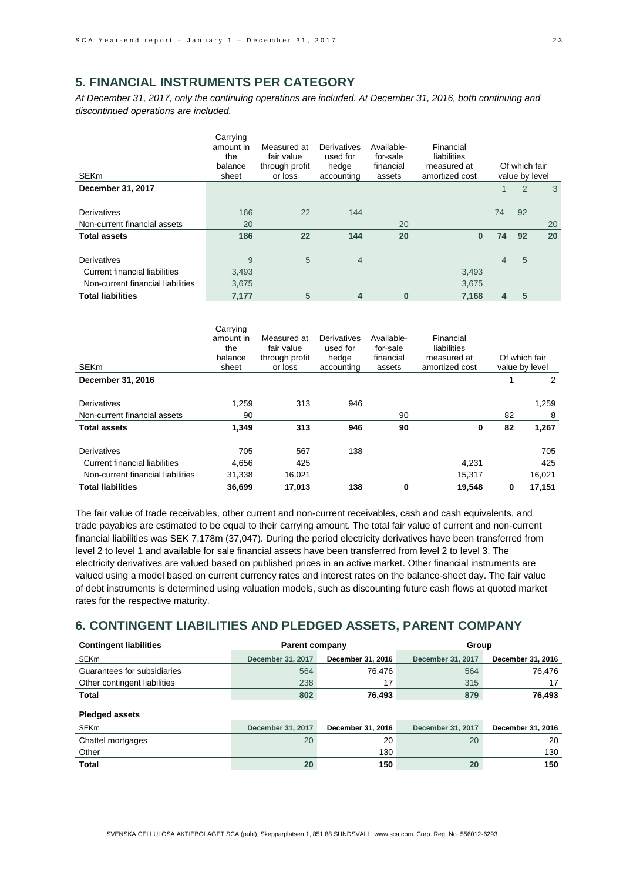## 5. FINANCIAL INSTRUMENTS PER CATEGORY

*At December 31, 2017, only the continuing operations are included. At December 31, 2016, both continuing and discontinued operations are included.*

| SEKm | Carrying amount in the balance sheet | Measured at fair value through profit or loss | Derivatives used for hedge accounting | Available-for-sale financial assets | Financial liabilities measured at amortized cost | Of which fair value by level | | |
|---|---|---|---|---|---|---|---|---|
| **December 31, 2017** | | | | | | 1 | 2 | 3 |
| Derivatives | 166 | 22 | 144 | | | 74 | 92 | |
| Non-current financial assets | 20 | | | 20 | | | | 20 |
| **Total assets** | **186** | **22** | **144** | **20** | **0** | **74** | **92** | **20** |
| Derivatives | 9 | 5 | 4 | | | 4 | 5 | |
| Current financial liabilities | 3,493 | | | | 3,493 | | | |
| Non-current financial liabilities | 3,675 | | | | 3,675 | | | |
| **Total liabilities** | **7,177** | **5** | **4** | **0** | **7,168** | **4** | **5** | |

| SEKm | Carrying amount in the balance sheet | Measured at fair value through profit or loss | Derivatives used for hedge accounting | Available-for-sale financial assets | Financial liabilities measured at amortized cost | Of which fair value by level | |
|---|---|---|---|---|---|---|---|
| **December 31, 2016** | | | | | | 1 | 2 |
| Derivatives | 1,259 | 313 | 946 | | | | 1,259 |
| Non-current financial assets | 90 | | | 90 | | 82 | 8 |
| **Total assets** | **1,349** | **313** | **946** | **90** | **0** | **82** | **1,267** |
| Derivatives | 705 | 567 | 138 | | | | 705 |
| Current financial liabilities | 4,656 | 425 | | | 4,231 | | 425 |
| Non-current financial liabilities | 31,338 | 16,021 | | | 15,317 | | 16,021 |
| **Total liabilities** | **36,699** | **17,013** | **138** | **0** | **19,548** | **0** | **17,151** |

The fair value of trade receivables, other current and non-current receivables, cash and cash equivalents, and trade payables are estimated to be equal to their carrying amount. The total fair value of current and non-current financial liabilities was SEK 7,178m (37,047). During the period electricity derivatives have been transferred from level 2 to level 1 and available for sale financial assets have been transferred from level 2 to level 3. The electricity derivatives are valued based on published prices in an active market. Other financial instruments are valued using a model based on current currency rates and interest rates on the balance-sheet day. The fair value of debt instruments is determined using valuation models, such as discounting future cash flows at quoted market rates for the respective maturity.

## 6. CONTINGENT LIABILITIES AND PLEDGED ASSETS, PARENT COMPANY

| Contingent liabilities | Parent company | | Group | |
|---|---|---|---|---|
| SEKm | December 31, 2017 | December 31, 2016 | December 31, 2017 | December 31, 2016 |
| Guarantees for subsidiaries | 564 | 76,476 | 564 | 76,476 |
| Other contingent liabilities | 238 | 17 | 315 | 17 |
| **Total** | **802** | **76,493** | **879** | **76,493** |

| Pledged assets | | | | |
|---|---|---|---|---|
| SEKm | December 31, 2017 | December 31, 2016 | December 31, 2017 | December 31, 2016 |
| Chattel mortgages | 20 | 20 | 20 | 20 |
| Other | | 130 | | 130 |
| **Total** | **20** | **150** | **20** | **150** |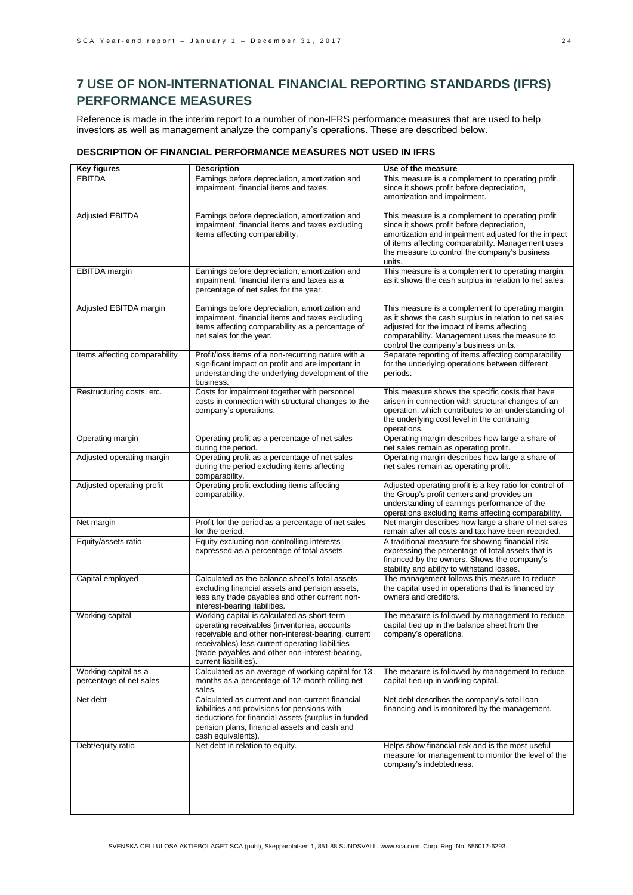## 7 USE OF NON-INTERNATIONAL FINANCIAL REPORTING STANDARDS (IFRS) PERFORMANCE MEASURES

Reference is made in the interim report to a number of non-IFRS performance measures that are used to help investors as well as management analyze the company's operations. These are described below.

### DESCRIPTION OF FINANCIAL PERFORMANCE MEASURES NOT USED IN IFRS

| Key figures | Description | Use of the measure |
|---|---|---|
| EBITDA | Earnings before depreciation, amortization and impairment, financial items and taxes. | This measure is a complement to operating profit since it shows profit before depreciation, amortization and impairment. |
| Adjusted EBITDA | Earnings before depreciation, amortization and impairment, financial items and taxes excluding items affecting comparability. | This measure is a complement to operating profit since it shows profit before depreciation, amortization and impairment adjusted for the impact of items affecting comparability. Management uses the measure to control the company's business units. |
| EBITDA margin | Earnings before depreciation, amortization and impairment, financial items and taxes as a percentage of net sales for the year. | This measure is a complement to operating margin, as it shows the cash surplus in relation to net sales. |
| Adjusted EBITDA margin | Earnings before depreciation, amortization and impairment, financial items and taxes excluding items affecting comparability as a percentage of net sales for the year. | This measure is a complement to operating margin, as it shows the cash surplus in relation to net sales adjusted for the impact of items affecting comparability. Management uses the measure to control the company's business units. |
| Items affecting comparability | Profit/loss items of a non-recurring nature with a significant impact on profit and are important in understanding the underlying development of the business. | Separate reporting of items affecting comparability for the underlying operations between different periods. |
| Restructuring costs, etc. | Costs for impairment together with personnel costs in connection with structural changes to the company's operations. | This measure shows the specific costs that have arisen in connection with structural changes of an operation, which contributes to an understanding of the underlying cost level in the continuing operations. |
| Operating margin | Operating profit as a percentage of net sales during the period. | Operating margin describes how large a share of net sales remain as operating profit. |
| Adjusted operating margin | Operating profit as a percentage of net sales during the period excluding items affecting comparability. | Operating margin describes how large a share of net sales remain as operating profit. |
| Adjusted operating profit | Operating profit excluding items affecting comparability. | Adjusted operating profit is a key ratio for control of the Group's profit centers and provides an understanding of earnings performance of the operations excluding items affecting comparability. |
| Net margin | Profit for the period as a percentage of net sales for the period. | Net margin describes how large a share of net sales remain after all costs and tax have been recorded. |
| Equity/assets ratio | Equity excluding non-controlling interests expressed as a percentage of total assets. | A traditional measure for showing financial risk, expressing the percentage of total assets that is financed by the owners. Shows the company's stability and ability to withstand losses. |
| Capital employed | Calculated as the balance sheet's total assets excluding financial assets and pension assets, less any trade payables and other current non-interest-bearing liabilities. | The management follows this measure to reduce the capital used in operations that is financed by owners and creditors. |
| Working capital | Working capital is calculated as short-term operating receivables (inventories, accounts receivable and other non-interest-bearing, current receivables) less current operating liabilities (trade payables and other non-interest-bearing, current liabilities). | The measure is followed by management to reduce capital tied up in the balance sheet from the company's operations. |
| Working capital as a percentage of net sales | Calculated as an average of working capital for 13 months as a percentage of 12-month rolling net sales. | The measure is followed by management to reduce capital tied up in working capital. |
| Net debt | Calculated as current and non-current financial liabilities and provisions for pensions with deductions for financial assets (surplus in funded pension plans, financial assets and cash and cash equivalents). | Net debt describes the company's total loan financing and is monitored by the management. |
| Debt/equity ratio | Net debt in relation to equity. | Helps show financial risk and is the most useful measure for management to monitor the level of the company's indebtedness. |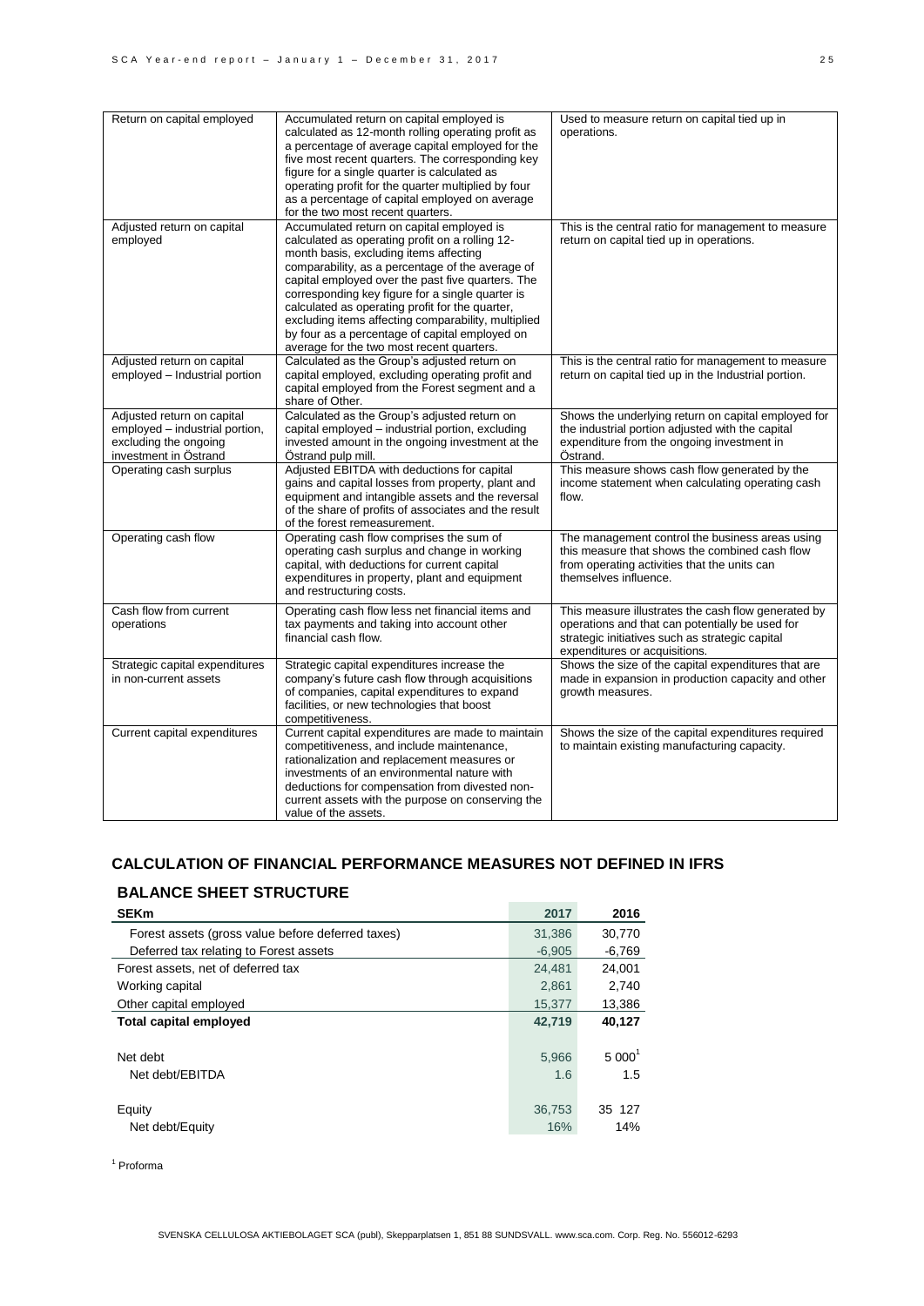| Return on capital employed | Accumulated return on capital employed is calculated as 12-month rolling operating profit as a percentage of average capital employed for the five most recent quarters. The corresponding key figure for a single quarter is calculated as operating profit for the quarter multiplied by four as a percentage of capital employed on average for the two most recent quarters. | Used to measure return on capital tied up in operations. |
|---|---|---|
| Adjusted return on capital employed | Accumulated return on capital employed is calculated as operating profit on a rolling 12-month basis, excluding items affecting comparability, as a percentage of the average of capital employed over the past five quarters. The corresponding key figure for a single quarter is calculated as operating profit for the quarter, excluding items affecting comparability, multiplied by four as a percentage of capital employed on average for the two most recent quarters. | This is the central ratio for management to measure return on capital tied up in operations. |
| Adjusted return on capital employed – Industrial portion | Calculated as the Group's adjusted return on capital employed, excluding operating profit and capital employed from the Forest segment and a share of Other. | This is the central ratio for management to measure return on capital tied up in the Industrial portion. |
| Adjusted return on capital employed – industrial portion, excluding the ongoing investment in Östrand | Calculated as the Group's adjusted return on capital employed – industrial portion, excluding invested amount in the ongoing investment at the Östrand pulp mill. | Shows the underlying return on capital employed for the industrial portion adjusted with the capital expenditure from the ongoing investment in Östrand. |
| Operating cash surplus | Adjusted EBITDA with deductions for capital gains and capital losses from property, plant and equipment and intangible assets and the reversal of the share of profits of associates and the result of the forest remeasurement. | This measure shows cash flow generated by the income statement when calculating operating cash flow. |
| Operating cash flow | Operating cash flow comprises the sum of operating cash surplus and change in working capital, with deductions for current capital expenditures in property, plant and equipment and restructuring costs. | The management control the business areas using this measure that shows the combined cash flow from operating activities that the units can themselves influence. |
| Cash flow from current operations | Operating cash flow less net financial items and tax payments and taking into account other financial cash flow. | This measure illustrates the cash flow generated by operations and that can potentially be used for strategic initiatives such as strategic capital expenditures or acquisitions. |
| Strategic capital expenditures in non-current assets | Strategic capital expenditures increase the company's future cash flow through acquisitions of companies, capital expenditures to expand facilities, or new technologies that boost competitiveness. | Shows the size of the capital expenditures that are made in expansion in production capacity and other growth measures. |
| Current capital expenditures | Current capital expenditures are made to maintain competitiveness, and include maintenance, rationalization and replacement measures or investments of an environmental nature with deductions for compensation from divested non-current assets with the purpose on conserving the value of the assets. | Shows the size of the capital expenditures required to maintain existing manufacturing capacity. |

## CALCULATION OF FINANCIAL PERFORMANCE MEASURES NOT DEFINED IN IFRS

### BALANCE SHEET STRUCTURE

| SEKm | 2017 | 2016 |
|---|---|---|
| Forest assets (gross value before deferred taxes) | 31,386 | 30,770 |
| Deferred tax relating to Forest assets | -6,905 | -6,769 |
| Forest assets, net of deferred tax | 24,481 | 24,001 |
| Working capital | 2,861 | 2,740 |
| Other capital employed | 15,377 | 13,386 |
| **Total capital employed** | **42,719** | **40,127** |
| | | |
| Net debt | 5,966 | 5 000[1] |
| Net debt/EBITDA | 1.6 | 1.5 |
| | | |
| Equity | 36,753 | 35 127 |
| Net debt/Equity | 16% | 14% |

[1] Proforma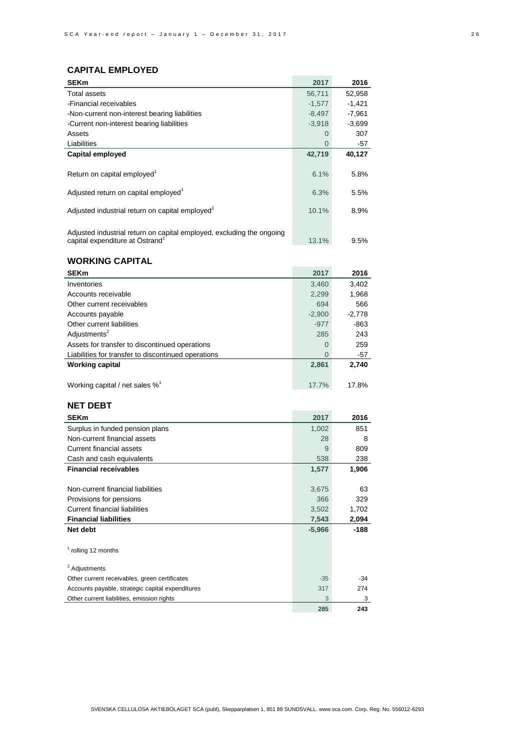## CAPITAL EMPLOYED

| SEKm | 2017 | 2016 |
|---|---|---|
| Total assets | 56,711 | 52,958 |
| -Financial receivables | -1,577 | -1,421 |
| -Non-current non-interest bearing liabilities | -8,497 | -7,961 |
| -Current non-interest bearing liabilities | -3,918 | -3,699 |
| Assets | 0 | 307 |
| Liabilities | 0 | -57 |
| **Capital employed** | **42,719** | **40,127** |
| Return on capital employed[1] | 6.1% | 5.8% |
| Adjusted return on capital employed[1] | 6.3% | 5.5% |
| Adjusted industrial return on capital employed[1] | 10.1% | 8.9% |
| Adjusted industrial return on capital employed, excluding the ongoing capital expenditure at Östrand[1] | 13.1% | 9.5% |

## WORKING CAPITAL

| SEKm | 2017 | 2016 |
|---|---|---|
| Inventories | 3,460 | 3,402 |
| Accounts receivable | 2,299 | 1,968 |
| Other current receivables | 694 | 566 |
| Accounts payable | -2,900 | -2,778 |
| Other current liabilities | -977 | -863 |
| Adjustments[2] | 285 | 243 |
| Assets for transfer to discontinued operations | 0 | 259 |
| Liabilities for transfer to discontinued operations | 0 | -57 |
| **Working capital** | **2,861** | **2,740** |
| Working capital / net sales %[1] | 17.7% | 17.8% |

## NET DEBT

| SEKm | 2017 | 2016 |
|---|---|---|
| Surplus in funded pension plans | 1,002 | 851 |
| Non-current financial assets | 28 | 8 |
| Current financial assets | 9 | 809 |
| Cash and cash equivalents | 538 | 238 |
| **Financial receivables** | **1,577** | **1,906** |
| Non-current financial liabilities | 3,675 | 63 |
| Provisions for pensions | 366 | 329 |
| Current financial liabilities | 3,502 | 1,702 |
| **Financial liabilities** | **7,543** | **2,094** |
| **Net debt** | **-5,966** | **-188** |

[1] rolling 12 months

[2] Adjustments

| | 2017 | 2016 |
|---|---|---|
| Other current receivables, green certificates | -35 | -34 |
| Accounts payable, strategic capital expenditures | 317 | 274 |
| Other current liabilities, emission rights | 3 | 3 |
| | **285** | **243** |

SVENSKA CELLULOSA AKTIEBOLAGET SCA (publ), Skepparplatsen 1, 851 88 SUNDSVALL. www.sca.com. Corp. Reg. No. 556012-6293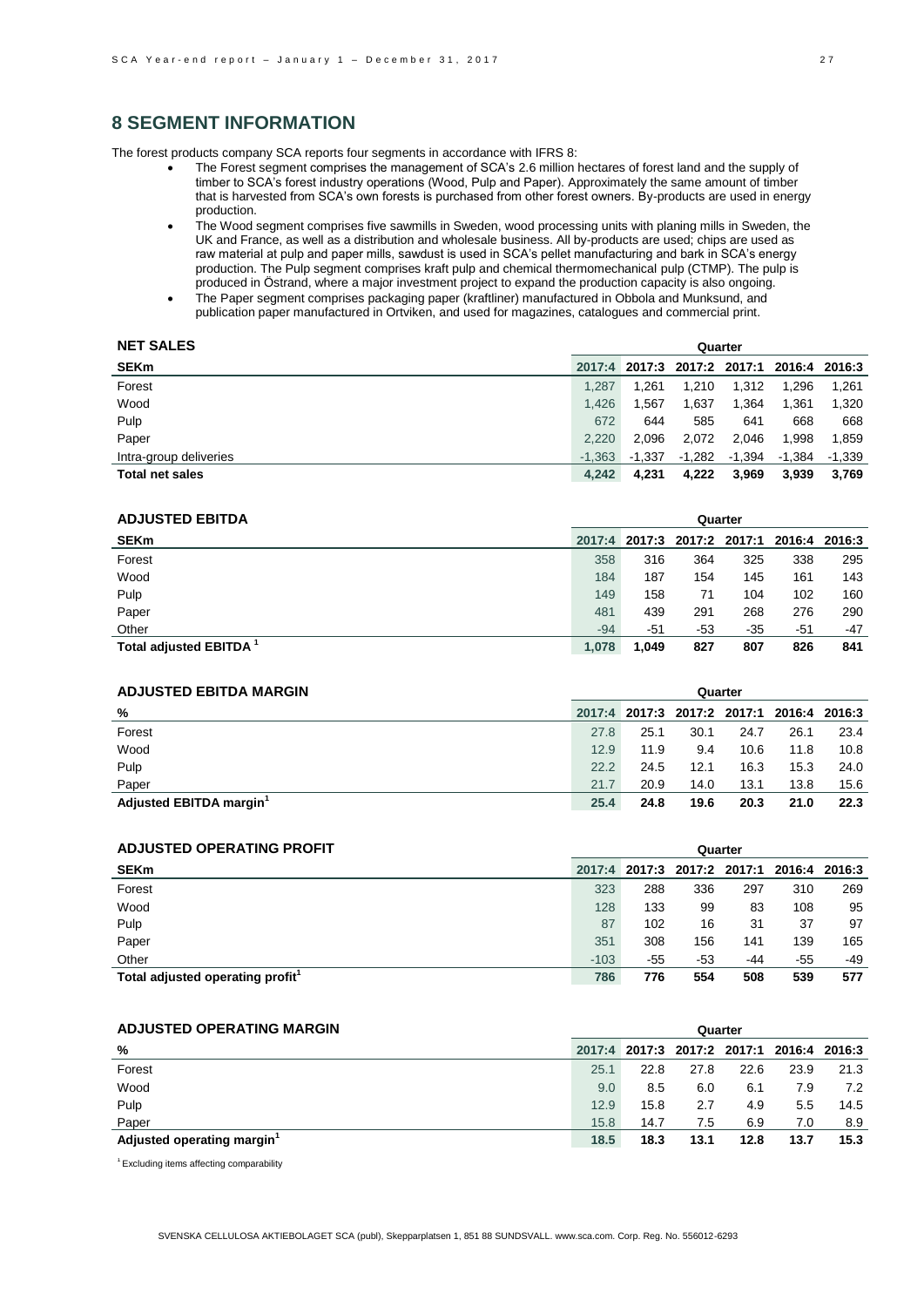## 8 SEGMENT INFORMATION

The forest products company SCA reports four segments in accordance with IFRS 8:

- The Forest segment comprises the management of SCA's 2.6 million hectares of forest land and the supply of timber to SCA's forest industry operations (Wood, Pulp and Paper). Approximately the same amount of timber that is harvested from SCA's own forests is purchased from other forest owners. By-products are used in energy production.
- The Wood segment comprises five sawmills in Sweden, wood processing units with planing mills in Sweden, the UK and France, as well as a distribution and wholesale business. All by-products are used; chips are used as raw material at pulp and paper mills, sawdust is used in SCA's pellet manufacturing and bark in SCA's energy production. The Pulp segment comprises kraft pulp and chemical thermomechanical pulp (CTMP). The pulp is produced in Östrand, where a major investment project to expand the production capacity is also ongoing.
- The Paper segment comprises packaging paper (kraftliner) manufactured in Obbola and Munksund, and publication paper manufactured in Ortviken, and used for magazines, catalogues and commercial print.

**NET SALES**

| | Quarter | | | | | |
|---|---|---|---|---|---|---|
| **SEKm** | **2017:4** | **2017:3** | **2017:2** | **2017:1** | **2016:4** | **2016:3** |
| Forest | 1,287 | 1,261 | 1,210 | 1,312 | 1,296 | 1,261 |
| Wood | 1,426 | 1,567 | 1,637 | 1,364 | 1,361 | 1,320 |
| Pulp | 672 | 644 | 585 | 641 | 668 | 668 |
| Paper | 2,220 | 2,096 | 2,072 | 2,046 | 1,998 | 1,859 |
| Intra-group deliveries | -1,363 | -1,337 | -1,282 | -1,394 | -1,384 | -1,339 |
| **Total net sales** | **4,242** | **4,231** | **4,222** | **3,969** | **3,939** | **3,769** |

**ADJUSTED EBITDA**

| | Quarter | | | | | |
|---|---|---|---|---|---|---|
| **SEKm** | **2017:4** | **2017:3** | **2017:2** | **2017:1** | **2016:4** | **2016:3** |
| Forest | 358 | 316 | 364 | 325 | 338 | 295 |
| Wood | 184 | 187 | 154 | 145 | 161 | 143 |
| Pulp | 149 | 158 | 71 | 104 | 102 | 160 |
| Paper | 481 | 439 | 291 | 268 | 276 | 290 |
| Other | -94 | -51 | -53 | -35 | -51 | -47 |
| **Total adjusted EBITDA [1]** | **1,078** | **1,049** | **827** | **807** | **826** | **841** |

**ADJUSTED EBITDA MARGIN**

| | Quarter | | | | | |
|---|---|---|---|---|---|---|
| **%** | **2017:4** | **2017:3** | **2017:2** | **2017:1** | **2016:4** | **2016:3** |
| Forest | 27.8 | 25.1 | 30.1 | 24.7 | 26.1 | 23.4 |
| Wood | 12.9 | 11.9 | 9.4 | 10.6 | 11.8 | 10.8 |
| Pulp | 22.2 | 24.5 | 12.1 | 16.3 | 15.3 | 24.0 |
| Paper | 21.7 | 20.9 | 14.0 | 13.1 | 13.8 | 15.6 |
| **Adjusted EBITDA margin[1]** | **25.4** | **24.8** | **19.6** | **20.3** | **21.0** | **22.3** |

**ADJUSTED OPERATING PROFIT**

| | Quarter | | | | | |
|---|---|---|---|---|---|---|
| **SEKm** | **2017:4** | **2017:3** | **2017:2** | **2017:1** | **2016:4** | **2016:3** |
| Forest | 323 | 288 | 336 | 297 | 310 | 269 |
| Wood | 128 | 133 | 99 | 83 | 108 | 95 |
| Pulp | 87 | 102 | 16 | 31 | 37 | 97 |
| Paper | 351 | 308 | 156 | 141 | 139 | 165 |
| Other | -103 | -55 | -53 | -44 | -55 | -49 |
| **Total adjusted operating profit[1]** | **786** | **776** | **554** | **508** | **539** | **577** |

**ADJUSTED OPERATING MARGIN**

| | Quarter | | | | | |
|---|---|---|---|---|---|---|
| **%** | **2017:4** | **2017:3** | **2017:2** | **2017:1** | **2016:4** | **2016:3** |
| Forest | 25.1 | 22.8 | 27.8 | 22.6 | 23.9 | 21.3 |
| Wood | 9.0 | 8.5 | 6.0 | 6.1 | 7.9 | 7.2 |
| Pulp | 12.9 | 15.8 | 2.7 | 4.9 | 5.5 | 14.5 |
| Paper | 15.8 | 14.7 | 7.5 | 6.9 | 7.0 | 8.9 |
| **Adjusted operating margin[1]** | **18.5** | **18.3** | **13.1** | **12.8** | **13.7** | **15.3** |

[1] Excluding items affecting comparability

SVENSKA CELLULOSA AKTIEBOLAGET SCA (publ), Skepparplatsen 1, 851 88 SUNDSVALL. www.sca.com. Corp. Reg. No. 556012-6293